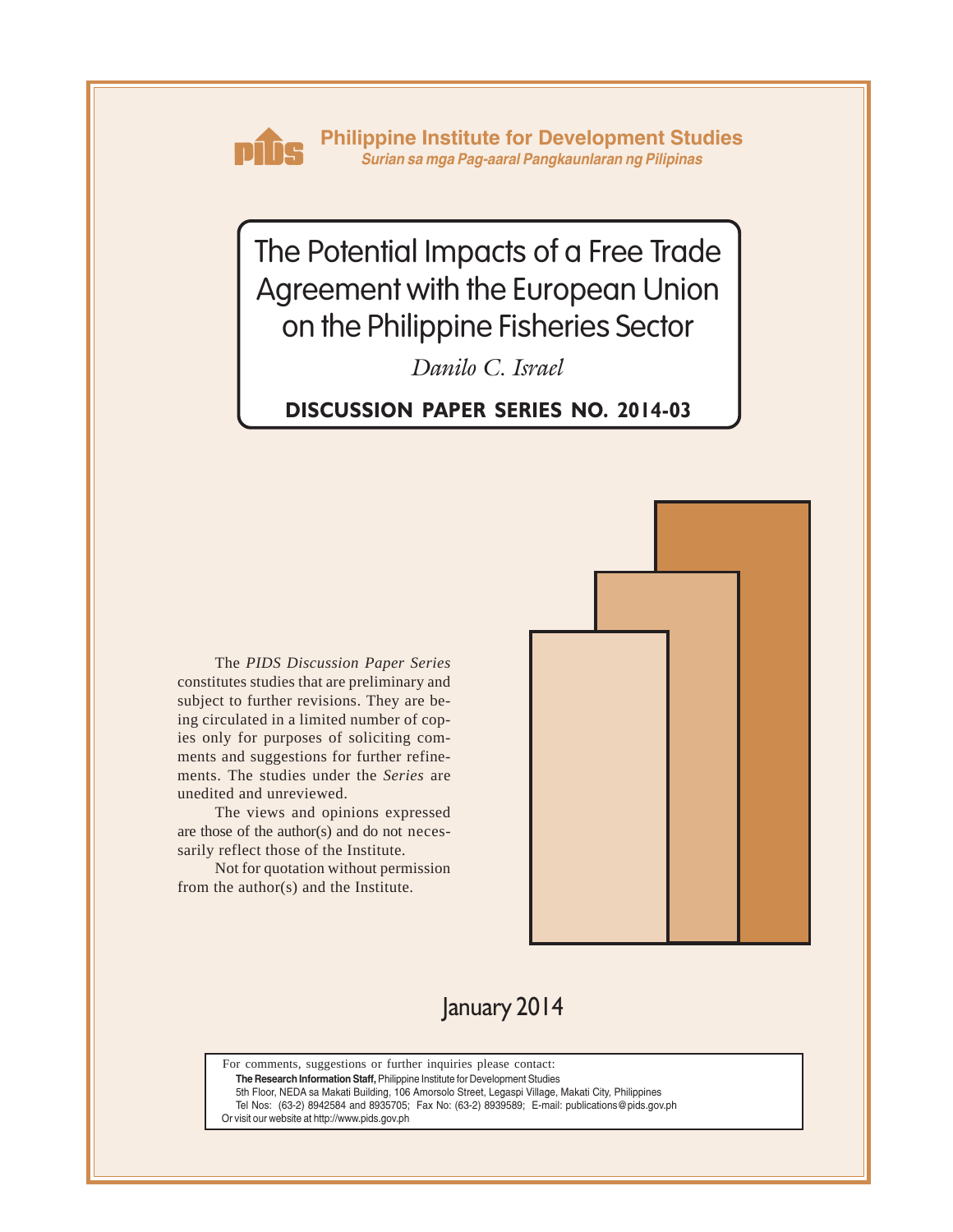**Philippine Institute for Development Studies**
*Surian sa mga Pag-aaral Pangkaunlaran ng Pilipinas*

# The Potential Impacts of a Free Trade Agreement with the European Union on the Philippine Fisheries Sector

*Danilo C. Israel*

**DISCUSSION PAPER SERIES NO. 2014-03**

The *PIDS Discussion Paper Series* constitutes studies that are preliminary and subject to further revisions. They are being circulated in a limited number of copies only for purposes of soliciting comments and suggestions for further refinements. The studies under the *Series* are unedited and unreviewed.

The views and opinions expressed are those of the author(s) and do not necessarily reflect those of the Institute.

Not for quotation without permission from the author(s) and the Institute.

January 2014

For comments, suggestions or further inquiries please contact:
**The Research Information Staff,** Philippine Institute for Development Studies
5th Floor, NEDA sa Makati Building, 106 Amorsolo Street, Legaspi Village, Makati City, Philippines
Tel Nos: (63-2) 8942584 and 8935705; Fax No: (63-2) 8939589; E-mail: publications@pids.gov.ph
Or visit our website at http://www.pids.gov.ph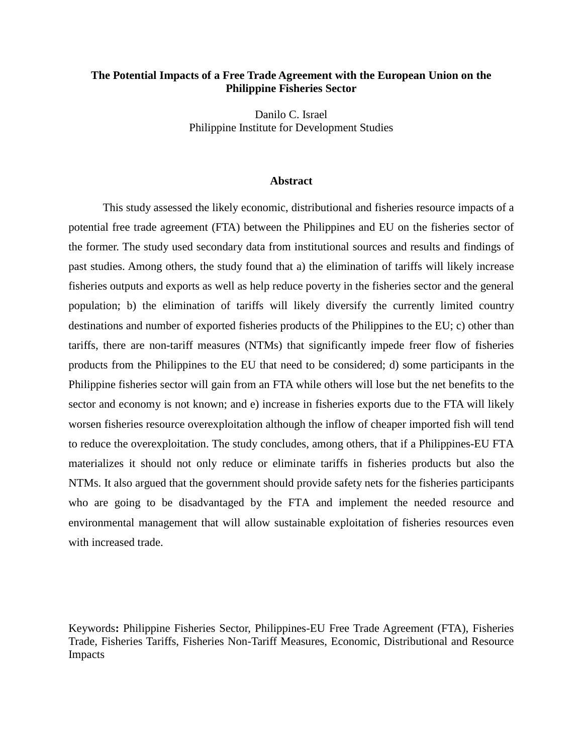**The Potential Impacts of a Free Trade Agreement with the European Union on the Philippine Fisheries Sector**

Danilo C. Israel
Philippine Institute for Development Studies

## Abstract

This study assessed the likely economic, distributional and fisheries resource impacts of a potential free trade agreement (FTA) between the Philippines and EU on the fisheries sector of the former. The study used secondary data from institutional sources and results and findings of past studies. Among others, the study found that a) the elimination of tariffs will likely increase fisheries outputs and exports as well as help reduce poverty in the fisheries sector and the general population; b) the elimination of tariffs will likely diversify the currently limited country destinations and number of exported fisheries products of the Philippines to the EU; c) other than tariffs, there are non-tariff measures (NTMs) that significantly impede freer flow of fisheries products from the Philippines to the EU that need to be considered; d) some participants in the Philippine fisheries sector will gain from an FTA while others will lose but the net benefits to the sector and economy is not known; and e) increase in fisheries exports due to the FTA will likely worsen fisheries resource overexploitation although the inflow of cheaper imported fish will tend to reduce the overexploitation. The study concludes, among others, that if a Philippines-EU FTA materializes it should not only reduce or eliminate tariffs in fisheries products but also the NTMs. It also argued that the government should provide safety nets for the fisheries participants who are going to be disadvantaged by the FTA and implement the needed resource and environmental management that will allow sustainable exploitation of fisheries resources even with increased trade.

Keywords**:** Philippine Fisheries Sector, Philippines-EU Free Trade Agreement (FTA), Fisheries Trade, Fisheries Tariffs, Fisheries Non-Tariff Measures, Economic, Distributional and Resource Impacts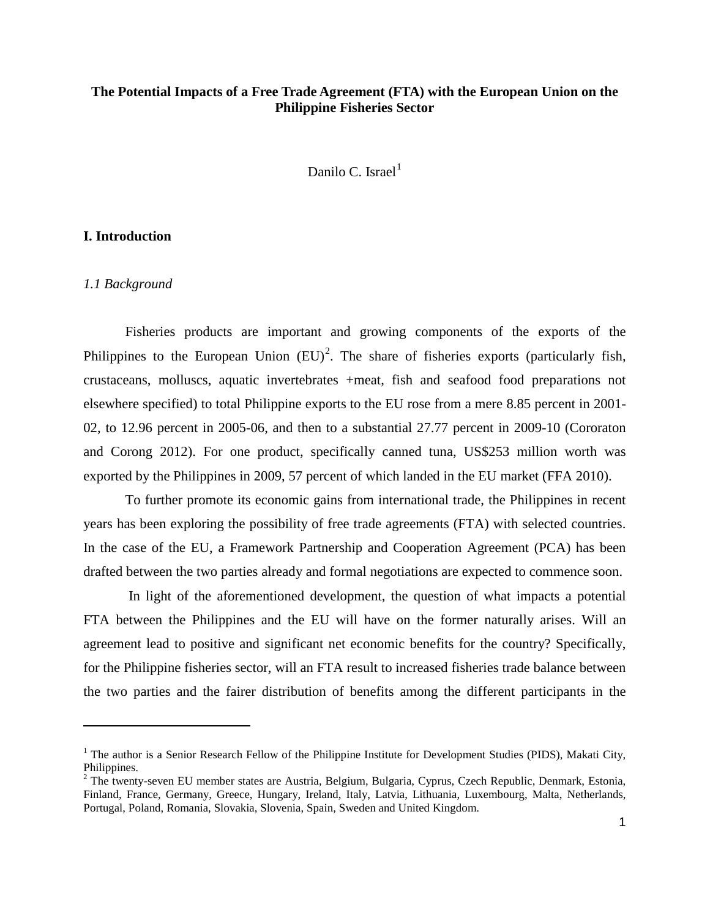**The Potential Impacts of a Free Trade Agreement (FTA) with the European Union on the Philippine Fisheries Sector**

Danilo C. Israel[1]

## I. Introduction

### *1.1 Background*

Fisheries products are important and growing components of the exports of the Philippines to the European Union (EU)[2]. The share of fisheries exports (particularly fish, crustaceans, molluscs, aquatic invertebrates +meat, fish and seafood food preparations not elsewhere specified) to total Philippine exports to the EU rose from a mere 8.85 percent in 2001-02, to 12.96 percent in 2005-06, and then to a substantial 27.77 percent in 2009-10 (Cororaton and Corong 2012). For one product, specifically canned tuna, US$253 million worth was exported by the Philippines in 2009, 57 percent of which landed in the EU market (FFA 2010).

To further promote its economic gains from international trade, the Philippines in recent years has been exploring the possibility of free trade agreements (FTA) with selected countries. In the case of the EU, a Framework Partnership and Cooperation Agreement (PCA) has been drafted between the two parties already and formal negotiations are expected to commence soon.

In light of the aforementioned development, the question of what impacts a potential FTA between the Philippines and the EU will have on the former naturally arises. Will an agreement lead to positive and significant net economic benefits for the country? Specifically, for the Philippine fisheries sector, will an FTA result to increased fisheries trade balance between the two parties and the fairer distribution of benefits among the different participants in the

---

[1] The author is a Senior Research Fellow of the Philippine Institute for Development Studies (PIDS), Makati City, Philippines.

[2] The twenty-seven EU member states are Austria, Belgium, Bulgaria, Cyprus, Czech Republic, Denmark, Estonia, Finland, France, Germany, Greece, Hungary, Ireland, Italy, Latvia, Lithuania, Luxembourg, Malta, Netherlands, Portugal, Poland, Romania, Slovakia, Slovenia, Spain, Sweden and United Kingdom.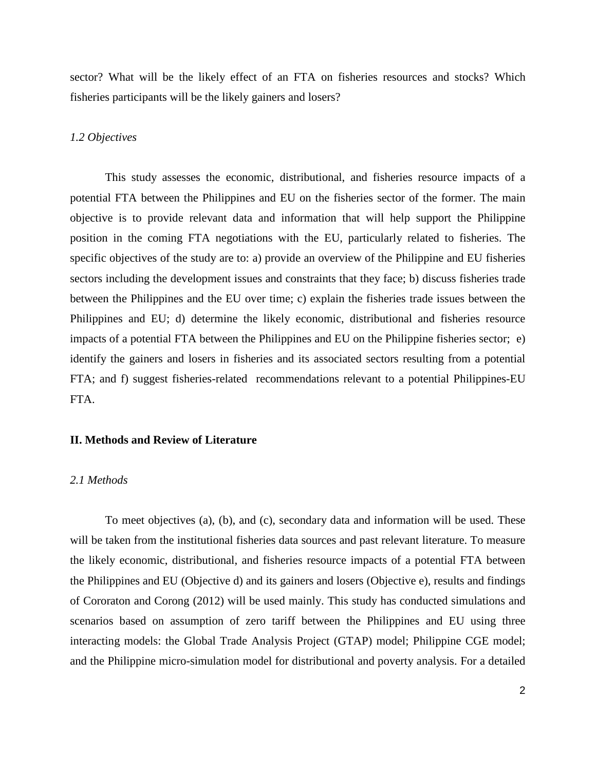sector? What will be the likely effect of an FTA on fisheries resources and stocks? Which fisheries participants will be the likely gainers and losers?

### *1.2 Objectives*

This study assesses the economic, distributional, and fisheries resource impacts of a potential FTA between the Philippines and EU on the fisheries sector of the former. The main objective is to provide relevant data and information that will help support the Philippine position in the coming FTA negotiations with the EU, particularly related to fisheries. The specific objectives of the study are to: a) provide an overview of the Philippine and EU fisheries sectors including the development issues and constraints that they face; b) discuss fisheries trade between the Philippines and the EU over time; c) explain the fisheries trade issues between the Philippines and EU; d) determine the likely economic, distributional and fisheries resource impacts of a potential FTA between the Philippines and EU on the Philippine fisheries sector; e) identify the gainers and losers in fisheries and its associated sectors resulting from a potential FTA; and f) suggest fisheries-related recommendations relevant to a potential Philippines-EU FTA.

## II. Methods and Review of Literature

### *2.1 Methods*

To meet objectives (a), (b), and (c), secondary data and information will be used. These will be taken from the institutional fisheries data sources and past relevant literature. To measure the likely economic, distributional, and fisheries resource impacts of a potential FTA between the Philippines and EU (Objective d) and its gainers and losers (Objective e), results and findings of Cororaton and Corong (2012) will be used mainly. This study has conducted simulations and scenarios based on assumption of zero tariff between the Philippines and EU using three interacting models: the Global Trade Analysis Project (GTAP) model; Philippine CGE model; and the Philippine micro-simulation model for distributional and poverty analysis. For a detailed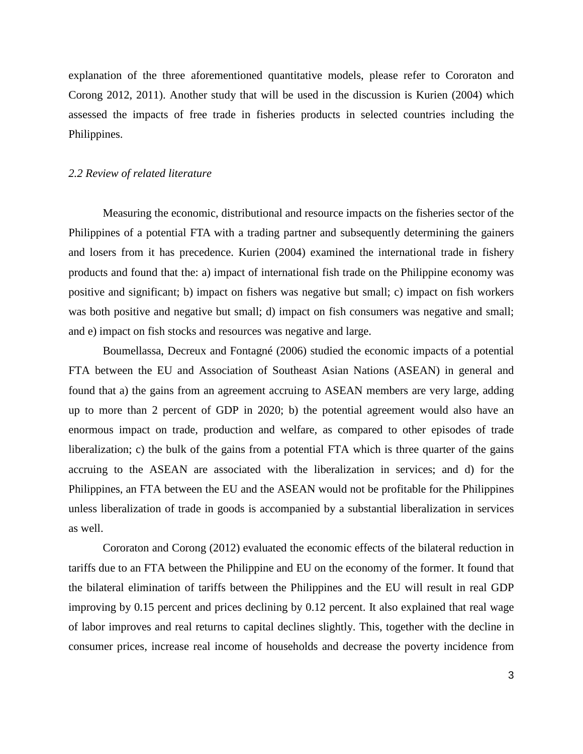explanation of the three aforementioned quantitative models, please refer to Cororaton and Corong 2012, 2011). Another study that will be used in the discussion is Kurien (2004) which assessed the impacts of free trade in fisheries products in selected countries including the Philippines.

### *2.2 Review of related literature*

Measuring the economic, distributional and resource impacts on the fisheries sector of the Philippines of a potential FTA with a trading partner and subsequently determining the gainers and losers from it has precedence. Kurien (2004) examined the international trade in fishery products and found that the: a) impact of international fish trade on the Philippine economy was positive and significant; b) impact on fishers was negative but small; c) impact on fish workers was both positive and negative but small; d) impact on fish consumers was negative and small; and e) impact on fish stocks and resources was negative and large.

Boumellassa, Decreux and Fontagné (2006) studied the economic impacts of a potential FTA between the EU and Association of Southeast Asian Nations (ASEAN) in general and found that a) the gains from an agreement accruing to ASEAN members are very large, adding up to more than 2 percent of GDP in 2020; b) the potential agreement would also have an enormous impact on trade, production and welfare, as compared to other episodes of trade liberalization; c) the bulk of the gains from a potential FTA which is three quarter of the gains accruing to the ASEAN are associated with the liberalization in services; and d) for the Philippines, an FTA between the EU and the ASEAN would not be profitable for the Philippines unless liberalization of trade in goods is accompanied by a substantial liberalization in services as well.

Cororaton and Corong (2012) evaluated the economic effects of the bilateral reduction in tariffs due to an FTA between the Philippine and EU on the economy of the former. It found that the bilateral elimination of tariffs between the Philippines and the EU will result in real GDP improving by 0.15 percent and prices declining by 0.12 percent. It also explained that real wage of labor improves and real returns to capital declines slightly. This, together with the decline in consumer prices, increase real income of households and decrease the poverty incidence from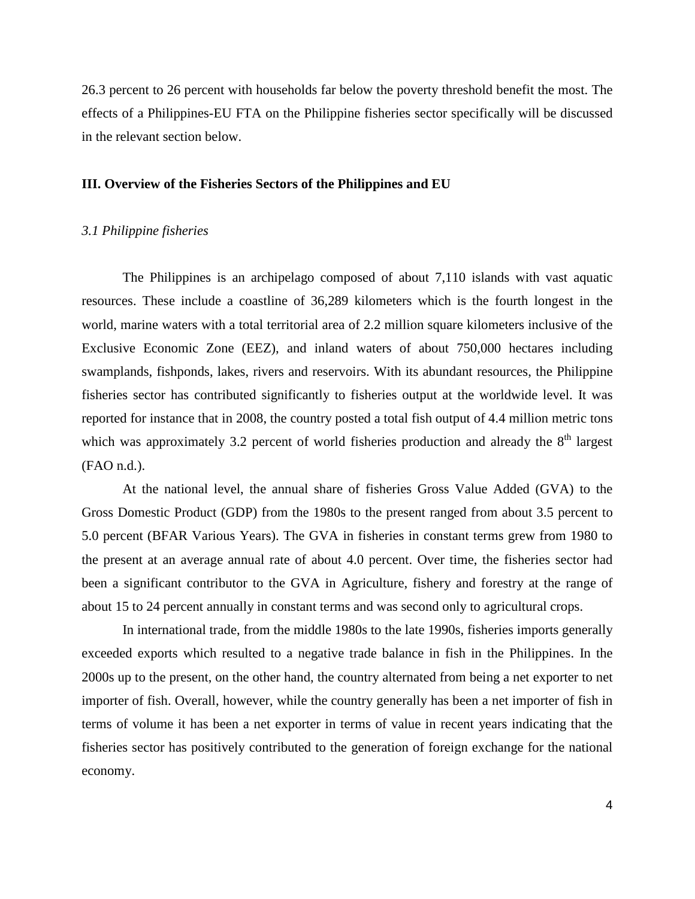26.3 percent to 26 percent with households far below the poverty threshold benefit the most. The effects of a Philippines-EU FTA on the Philippine fisheries sector specifically will be discussed in the relevant section below.

## III. Overview of the Fisheries Sectors of the Philippines and EU

### *3.1 Philippine fisheries*

The Philippines is an archipelago composed of about 7,110 islands with vast aquatic resources. These include a coastline of 36,289 kilometers which is the fourth longest in the world, marine waters with a total territorial area of 2.2 million square kilometers inclusive of the Exclusive Economic Zone (EEZ), and inland waters of about 750,000 hectares including swamplands, fishponds, lakes, rivers and reservoirs. With its abundant resources, the Philippine fisheries sector has contributed significantly to fisheries output at the worldwide level. It was reported for instance that in 2008, the country posted a total fish output of 4.4 million metric tons which was approximately 3.2 percent of world fisheries production and already the 8th largest (FAO n.d.).

At the national level, the annual share of fisheries Gross Value Added (GVA) to the Gross Domestic Product (GDP) from the 1980s to the present ranged from about 3.5 percent to 5.0 percent (BFAR Various Years). The GVA in fisheries in constant terms grew from 1980 to the present at an average annual rate of about 4.0 percent. Over time, the fisheries sector had been a significant contributor to the GVA in Agriculture, fishery and forestry at the range of about 15 to 24 percent annually in constant terms and was second only to agricultural crops.

In international trade, from the middle 1980s to the late 1990s, fisheries imports generally exceeded exports which resulted to a negative trade balance in fish in the Philippines. In the 2000s up to the present, on the other hand, the country alternated from being a net exporter to net importer of fish. Overall, however, while the country generally has been a net importer of fish in terms of volume it has been a net exporter in terms of value in recent years indicating that the fisheries sector has positively contributed to the generation of foreign exchange for the national economy.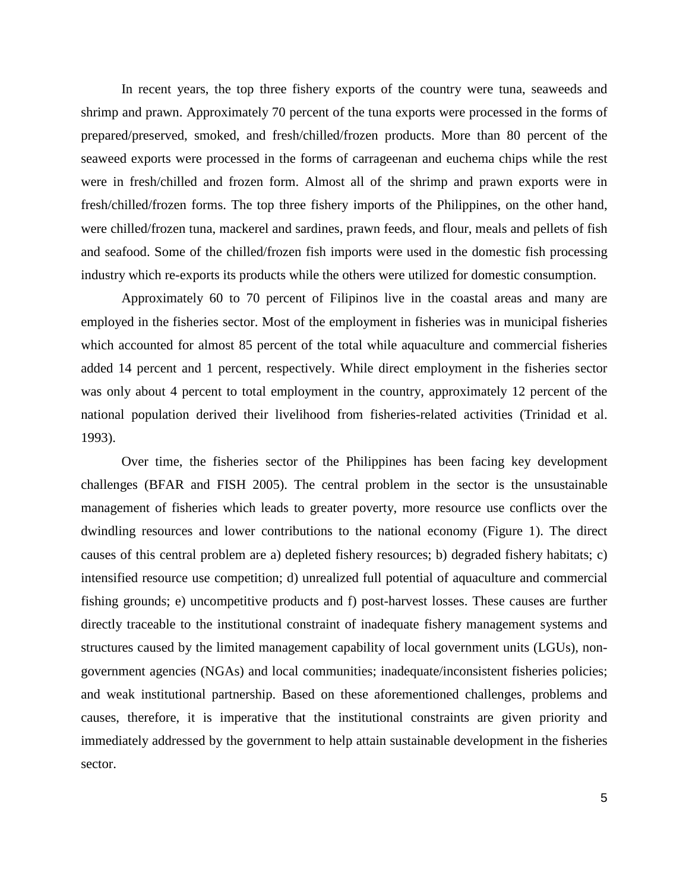In recent years, the top three fishery exports of the country were tuna, seaweeds and shrimp and prawn. Approximately 70 percent of the tuna exports were processed in the forms of prepared/preserved, smoked, and fresh/chilled/frozen products. More than 80 percent of the seaweed exports were processed in the forms of carrageenan and euchema chips while the rest were in fresh/chilled and frozen form. Almost all of the shrimp and prawn exports were in fresh/chilled/frozen forms. The top three fishery imports of the Philippines, on the other hand, were chilled/frozen tuna, mackerel and sardines, prawn feeds, and flour, meals and pellets of fish and seafood. Some of the chilled/frozen fish imports were used in the domestic fish processing industry which re-exports its products while the others were utilized for domestic consumption.

Approximately 60 to 70 percent of Filipinos live in the coastal areas and many are employed in the fisheries sector. Most of the employment in fisheries was in municipal fisheries which accounted for almost 85 percent of the total while aquaculture and commercial fisheries added 14 percent and 1 percent, respectively. While direct employment in the fisheries sector was only about 4 percent to total employment in the country, approximately 12 percent of the national population derived their livelihood from fisheries-related activities (Trinidad et al. 1993).

Over time, the fisheries sector of the Philippines has been facing key development challenges (BFAR and FISH 2005). The central problem in the sector is the unsustainable management of fisheries which leads to greater poverty, more resource use conflicts over the dwindling resources and lower contributions to the national economy (Figure 1). The direct causes of this central problem are a) depleted fishery resources; b) degraded fishery habitats; c) intensified resource use competition; d) unrealized full potential of aquaculture and commercial fishing grounds; e) uncompetitive products and f) post-harvest losses. These causes are further directly traceable to the institutional constraint of inadequate fishery management systems and structures caused by the limited management capability of local government units (LGUs), non-government agencies (NGAs) and local communities; inadequate/inconsistent fisheries policies; and weak institutional partnership. Based on these aforementioned challenges, problems and causes, therefore, it is imperative that the institutional constraints are given priority and immediately addressed by the government to help attain sustainable development in the fisheries sector.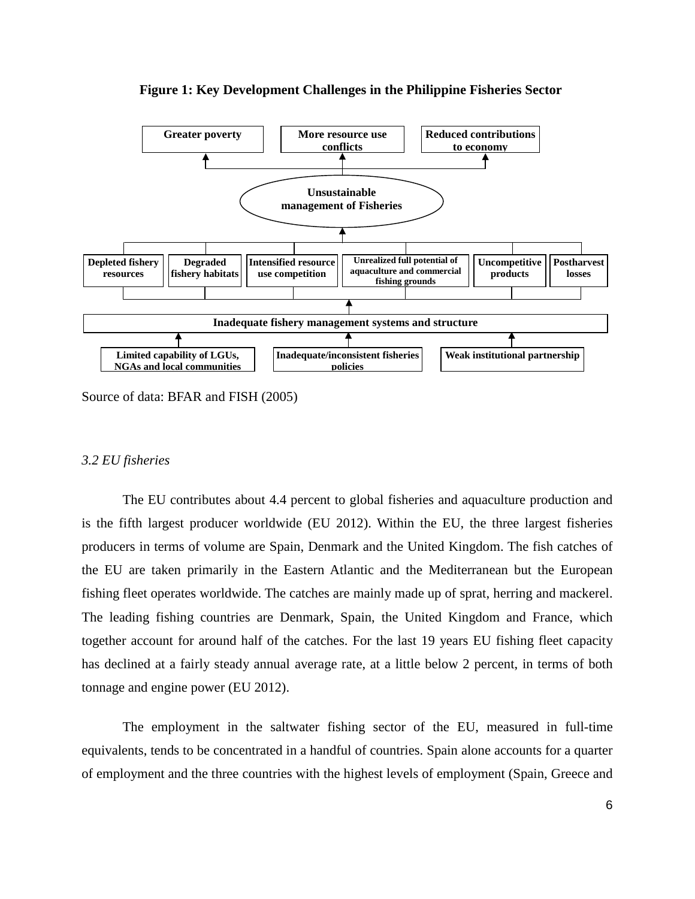**Figure 1: Key Development Challenges in the Philippine Fisheries Sector**

Greater poverty | More resource use conflicts | Reduced contributions to economy

Unsustainable management of Fisheries

Depleted fishery resources | Degraded fishery habitats | Intensified resource use competition | Unrealized full potential of aquaculture and commercial fishing grounds | Uncompetitive products | Postharvest losses

Inadequate fishery management systems and structure

Limited capability of LGUs, NGAs and local communities | Inadequate/inconsistent fisheries policies | Weak institutional partnership

Source of data: BFAR and FISH (2005)

### *3.2 EU fisheries*

The EU contributes about 4.4 percent to global fisheries and aquaculture production and is the fifth largest producer worldwide (EU 2012). Within the EU, the three largest fisheries producers in terms of volume are Spain, Denmark and the United Kingdom. The fish catches of the EU are taken primarily in the Eastern Atlantic and the Mediterranean but the European fishing fleet operates worldwide. The catches are mainly made up of sprat, herring and mackerel. The leading fishing countries are Denmark, Spain, the United Kingdom and France, which together account for around half of the catches. For the last 19 years EU fishing fleet capacity has declined at a fairly steady annual average rate, at a little below 2 percent, in terms of both tonnage and engine power (EU 2012).

The employment in the saltwater fishing sector of the EU, measured in full-time equivalents, tends to be concentrated in a handful of countries. Spain alone accounts for a quarter of employment and the three countries with the highest levels of employment (Spain, Greece and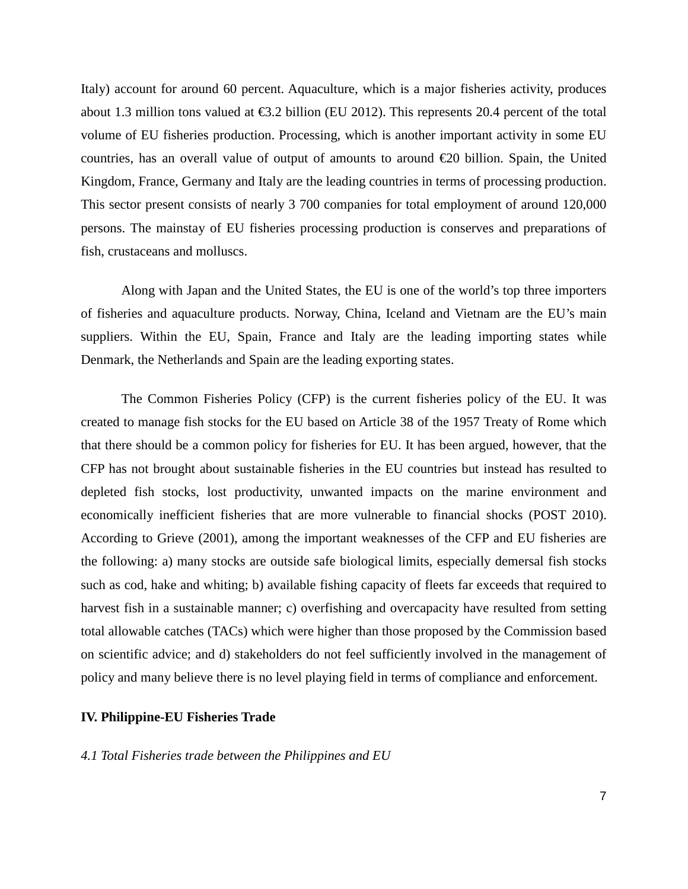Italy) account for around 60 percent. Aquaculture, which is a major fisheries activity, produces about 1.3 million tons valued at €3.2 billion (EU 2012). This represents 20.4 percent of the total volume of EU fisheries production. Processing, which is another important activity in some EU countries, has an overall value of output of amounts to around €20 billion. Spain, the United Kingdom, France, Germany and Italy are the leading countries in terms of processing production. This sector present consists of nearly 3 700 companies for total employment of around 120,000 persons. The mainstay of EU fisheries processing production is conserves and preparations of fish, crustaceans and molluscs.

Along with Japan and the United States, the EU is one of the world's top three importers of fisheries and aquaculture products. Norway, China, Iceland and Vietnam are the EU's main suppliers. Within the EU, Spain, France and Italy are the leading importing states while Denmark, the Netherlands and Spain are the leading exporting states.

The Common Fisheries Policy (CFP) is the current fisheries policy of the EU. It was created to manage fish stocks for the EU based on Article 38 of the 1957 Treaty of Rome which that there should be a common policy for fisheries for EU. It has been argued, however, that the CFP has not brought about sustainable fisheries in the EU countries but instead has resulted to depleted fish stocks, lost productivity, unwanted impacts on the marine environment and economically inefficient fisheries that are more vulnerable to financial shocks (POST 2010). According to Grieve (2001), among the important weaknesses of the CFP and EU fisheries are the following: a) many stocks are outside safe biological limits, especially demersal fish stocks such as cod, hake and whiting; b) available fishing capacity of fleets far exceeds that required to harvest fish in a sustainable manner; c) overfishing and overcapacity have resulted from setting total allowable catches (TACs) which were higher than those proposed by the Commission based on scientific advice; and d) stakeholders do not feel sufficiently involved in the management of policy and many believe there is no level playing field in terms of compliance and enforcement.

## IV. Philippine-EU Fisheries Trade

### *4.1 Total Fisheries trade between the Philippines and EU*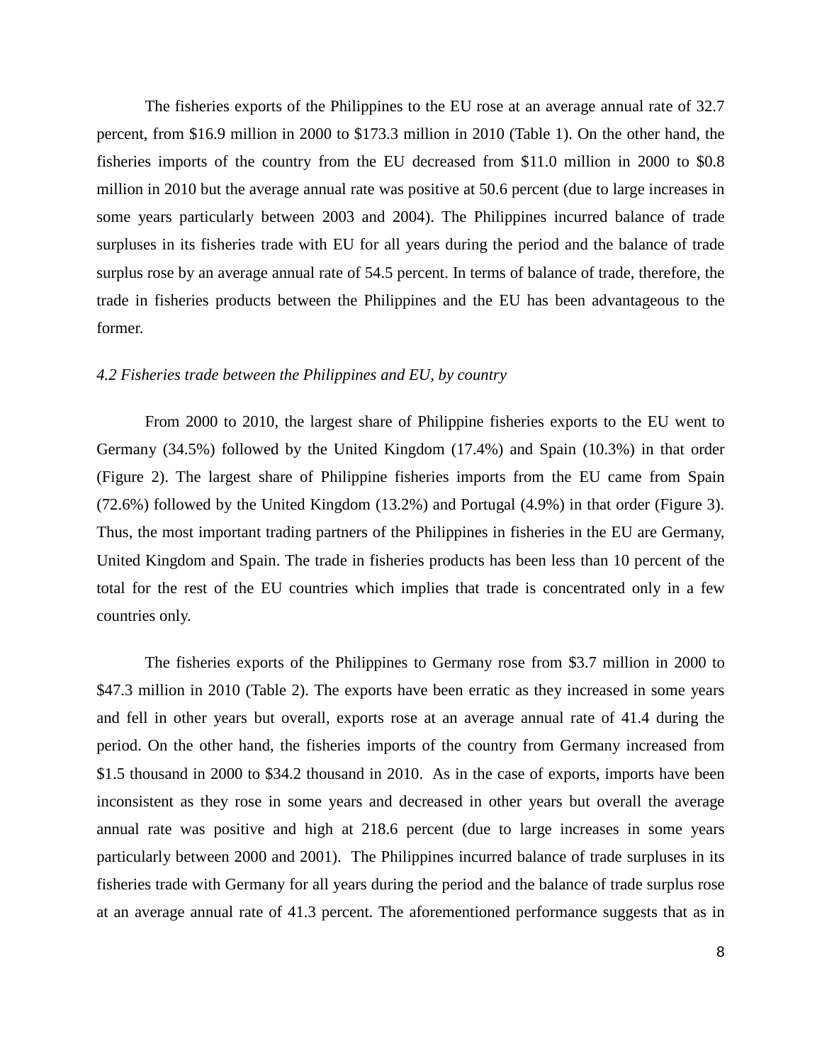The fisheries exports of the Philippines to the EU rose at an average annual rate of 32.7 percent, from $16.9 million in 2000 to $173.3 million in 2010 (Table 1). On the other hand, the fisheries imports of the country from the EU decreased from $11.0 million in 2000 to $0.8 million in 2010 but the average annual rate was positive at 50.6 percent (due to large increases in some years particularly between 2003 and 2004). The Philippines incurred balance of trade surpluses in its fisheries trade with EU for all years during the period and the balance of trade surplus rose by an average annual rate of 54.5 percent. In terms of balance of trade, therefore, the trade in fisheries products between the Philippines and the EU has been advantageous to the former.

*4.2 Fisheries trade between the Philippines and EU, by country*

From 2000 to 2010, the largest share of Philippine fisheries exports to the EU went to Germany (34.5%) followed by the United Kingdom (17.4%) and Spain (10.3%) in that order (Figure 2). The largest share of Philippine fisheries imports from the EU came from Spain (72.6%) followed by the United Kingdom (13.2%) and Portugal (4.9%) in that order (Figure 3). Thus, the most important trading partners of the Philippines in fisheries in the EU are Germany, United Kingdom and Spain. The trade in fisheries products has been less than 10 percent of the total for the rest of the EU countries which implies that trade is concentrated only in a few countries only.

The fisheries exports of the Philippines to Germany rose from $3.7 million in 2000 to $47.3 million in 2010 (Table 2). The exports have been erratic as they increased in some years and fell in other years but overall, exports rose at an average annual rate of 41.4 during the period. On the other hand, the fisheries imports of the country from Germany increased from $1.5 thousand in 2000 to $34.2 thousand in 2010. As in the case of exports, imports have been inconsistent as they rose in some years and decreased in other years but overall the average annual rate was positive and high at 218.6 percent (due to large increases in some years particularly between 2000 and 2001). The Philippines incurred balance of trade surpluses in its fisheries trade with Germany for all years during the period and the balance of trade surplus rose at an average annual rate of 41.3 percent. The aforementioned performance suggests that as in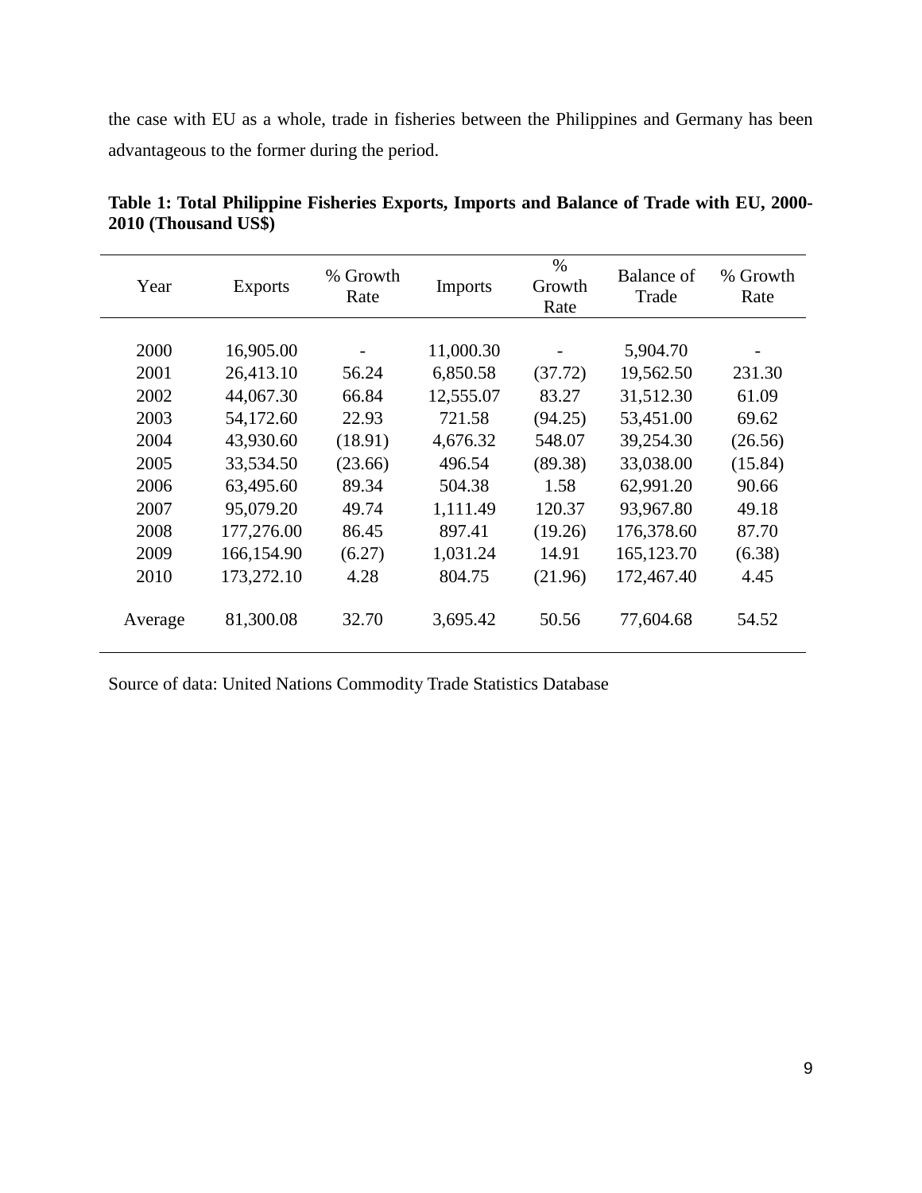the case with EU as a whole, trade in fisheries between the Philippines and Germany has been advantageous to the former during the period.

**Table 1: Total Philippine Fisheries Exports, Imports and Balance of Trade with EU, 2000-2010 (Thousand US$)**

| Year | Exports | % Growth Rate | Imports | % Growth Rate | Balance of Trade | % Growth Rate |
|---|---|---|---|---|---|---|
| 2000 | 16,905.00 | - | 11,000.30 | - | 5,904.70 | - |
| 2001 | 26,413.10 | 56.24 | 6,850.58 | (37.72) | 19,562.50 | 231.30 |
| 2002 | 44,067.30 | 66.84 | 12,555.07 | 83.27 | 31,512.30 | 61.09 |
| 2003 | 54,172.60 | 22.93 | 721.58 | (94.25) | 53,451.00 | 69.62 |
| 2004 | 43,930.60 | (18.91) | 4,676.32 | 548.07 | 39,254.30 | (26.56) |
| 2005 | 33,534.50 | (23.66) | 496.54 | (89.38) | 33,038.00 | (15.84) |
| 2006 | 63,495.60 | 89.34 | 504.38 | 1.58 | 62,991.20 | 90.66 |
| 2007 | 95,079.20 | 49.74 | 1,111.49 | 120.37 | 93,967.80 | 49.18 |
| 2008 | 177,276.00 | 86.45 | 897.41 | (19.26) | 176,378.60 | 87.70 |
| 2009 | 166,154.90 | (6.27) | 1,031.24 | 14.91 | 165,123.70 | (6.38) |
| 2010 | 173,272.10 | 4.28 | 804.75 | (21.96) | 172,467.40 | 4.45 |
| Average | 81,300.08 | 32.70 | 3,695.42 | 50.56 | 77,604.68 | 54.52 |

Source of data: United Nations Commodity Trade Statistics Database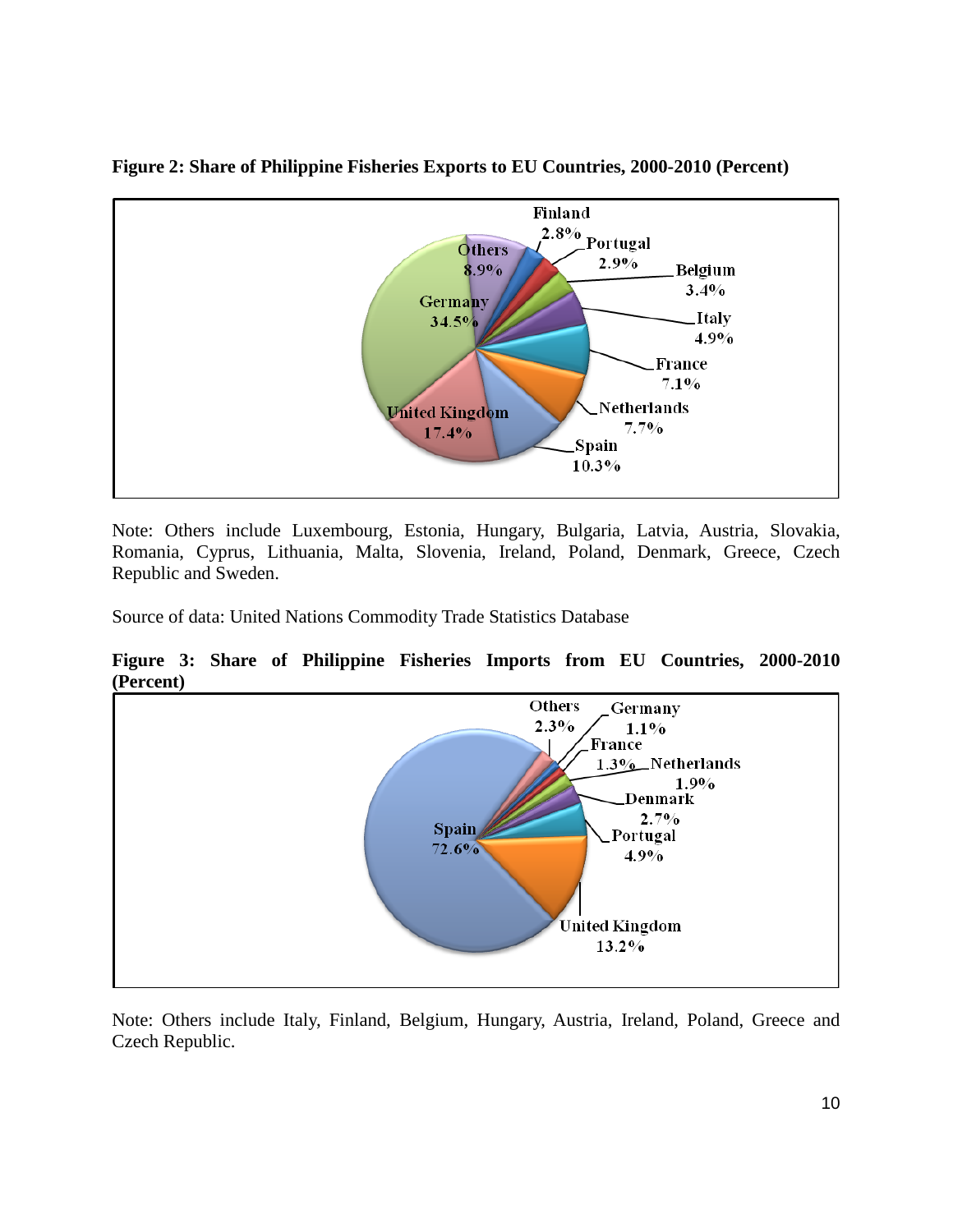**Figure 2: Share of Philippine Fisheries Exports to EU Countries, 2000-2010 (Percent)**

Note: Others include Luxembourg, Estonia, Hungary, Bulgaria, Latvia, Austria, Slovakia, Romania, Cyprus, Lithuania, Malta, Slovenia, Ireland, Poland, Denmark, Greece, Czech Republic and Sweden.

Source of data: United Nations Commodity Trade Statistics Database

**Figure 3: Share of Philippine Fisheries Imports from EU Countries, 2000-2010 (Percent)**

Note: Others include Italy, Finland, Belgium, Hungary, Austria, Ireland, Poland, Greece and Czech Republic.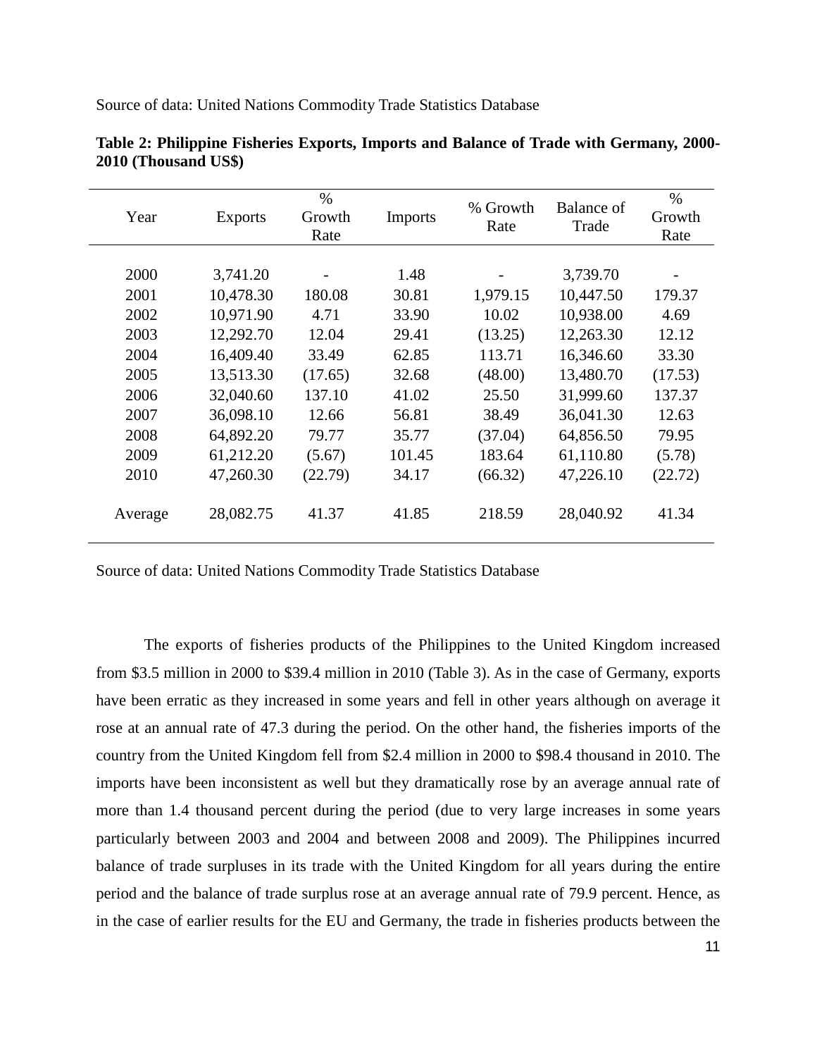Source of data: United Nations Commodity Trade Statistics Database

**Table 2: Philippine Fisheries Exports, Imports and Balance of Trade with Germany, 2000-2010 (Thousand US$)**

| Year | Exports | % Growth Rate | Imports | % Growth Rate | Balance of Trade | % Growth Rate |
|---|---|---|---|---|---|---|
| 2000 | 3,741.20 | - | 1.48 | - | 3,739.70 | - |
| 2001 | 10,478.30 | 180.08 | 30.81 | 1,979.15 | 10,447.50 | 179.37 |
| 2002 | 10,971.90 | 4.71 | 33.90 | 10.02 | 10,938.00 | 4.69 |
| 2003 | 12,292.70 | 12.04 | 29.41 | (13.25) | 12,263.30 | 12.12 |
| 2004 | 16,409.40 | 33.49 | 62.85 | 113.71 | 16,346.60 | 33.30 |
| 2005 | 13,513.30 | (17.65) | 32.68 | (48.00) | 13,480.70 | (17.53) |
| 2006 | 32,040.60 | 137.10 | 41.02 | 25.50 | 31,999.60 | 137.37 |
| 2007 | 36,098.10 | 12.66 | 56.81 | 38.49 | 36,041.30 | 12.63 |
| 2008 | 64,892.20 | 79.77 | 35.77 | (37.04) | 64,856.50 | 79.95 |
| 2009 | 61,212.20 | (5.67) | 101.45 | 183.64 | 61,110.80 | (5.78) |
| 2010 | 47,260.30 | (22.79) | 34.17 | (66.32) | 47,226.10 | (22.72) |
| Average | 28,082.75 | 41.37 | 41.85 | 218.59 | 28,040.92 | 41.34 |

Source of data: United Nations Commodity Trade Statistics Database

The exports of fisheries products of the Philippines to the United Kingdom increased from $3.5 million in 2000 to $39.4 million in 2010 (Table 3). As in the case of Germany, exports have been erratic as they increased in some years and fell in other years although on average it rose at an annual rate of 47.3 during the period. On the other hand, the fisheries imports of the country from the United Kingdom fell from $2.4 million in 2000 to $98.4 thousand in 2010. The imports have been inconsistent as well but they dramatically rose by an average annual rate of more than 1.4 thousand percent during the period (due to very large increases in some years particularly between 2003 and 2004 and between 2008 and 2009). The Philippines incurred balance of trade surpluses in its trade with the United Kingdom for all years during the entire period and the balance of trade surplus rose at an average annual rate of 79.9 percent. Hence, as in the case of earlier results for the EU and Germany, the trade in fisheries products between the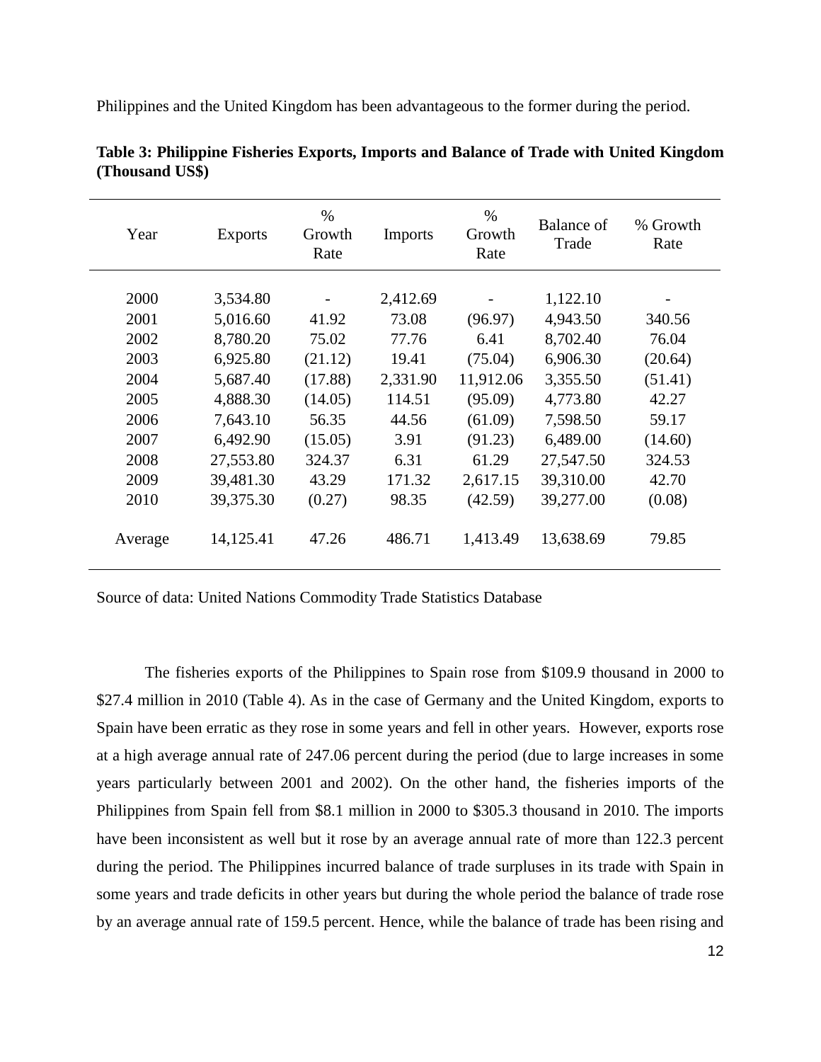Philippines and the United Kingdom has been advantageous to the former during the period.

**Table 3: Philippine Fisheries Exports, Imports and Balance of Trade with United Kingdom (Thousand US$)**

| Year | Exports | % Growth Rate | Imports | % Growth Rate | Balance of Trade | % Growth Rate |
|---|---|---|---|---|---|---|
| 2000 | 3,534.80 | - | 2,412.69 | - | 1,122.10 | - |
| 2001 | 5,016.60 | 41.92 | 73.08 | (96.97) | 4,943.50 | 340.56 |
| 2002 | 8,780.20 | 75.02 | 77.76 | 6.41 | 8,702.40 | 76.04 |
| 2003 | 6,925.80 | (21.12) | 19.41 | (75.04) | 6,906.30 | (20.64) |
| 2004 | 5,687.40 | (17.88) | 2,331.90 | 11,912.06 | 3,355.50 | (51.41) |
| 2005 | 4,888.30 | (14.05) | 114.51 | (95.09) | 4,773.80 | 42.27 |
| 2006 | 7,643.10 | 56.35 | 44.56 | (61.09) | 7,598.50 | 59.17 |
| 2007 | 6,492.90 | (15.05) | 3.91 | (91.23) | 6,489.00 | (14.60) |
| 2008 | 27,553.80 | 324.37 | 6.31 | 61.29 | 27,547.50 | 324.53 |
| 2009 | 39,481.30 | 43.29 | 171.32 | 2,617.15 | 39,310.00 | 42.70 |
| 2010 | 39,375.30 | (0.27) | 98.35 | (42.59) | 39,277.00 | (0.08) |
| Average | 14,125.41 | 47.26 | 486.71 | 1,413.49 | 13,638.69 | 79.85 |

Source of data: United Nations Commodity Trade Statistics Database

The fisheries exports of the Philippines to Spain rose from $109.9 thousand in 2000 to $27.4 million in 2010 (Table 4). As in the case of Germany and the United Kingdom, exports to Spain have been erratic as they rose in some years and fell in other years. However, exports rose at a high average annual rate of 247.06 percent during the period (due to large increases in some years particularly between 2001 and 2002). On the other hand, the fisheries imports of the Philippines from Spain fell from $8.1 million in 2000 to $305.3 thousand in 2010. The imports have been inconsistent as well but it rose by an average annual rate of more than 122.3 percent during the period. The Philippines incurred balance of trade surpluses in its trade with Spain in some years and trade deficits in other years but during the whole period the balance of trade rose by an average annual rate of 159.5 percent. Hence, while the balance of trade has been rising and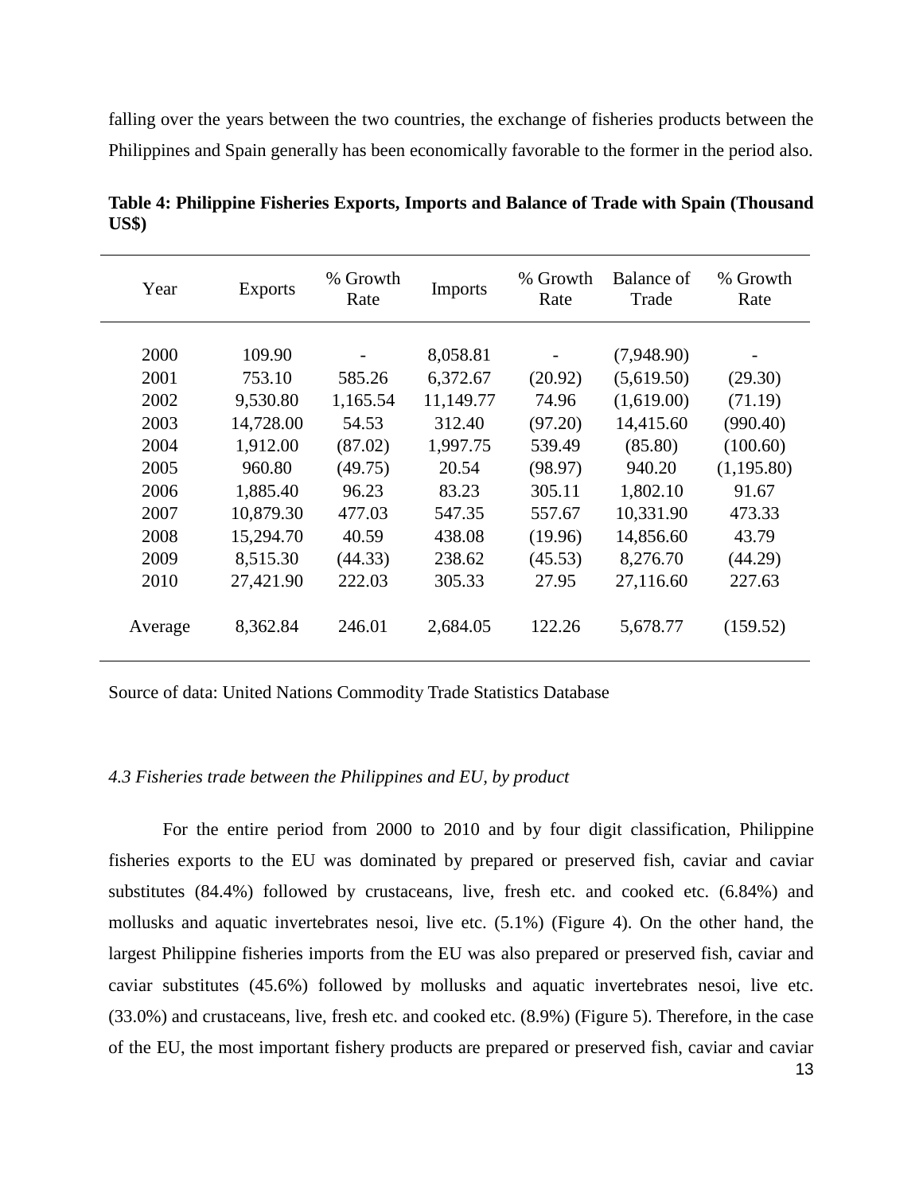falling over the years between the two countries, the exchange of fisheries products between the Philippines and Spain generally has been economically favorable to the former in the period also.

**Table 4: Philippine Fisheries Exports, Imports and Balance of Trade with Spain (Thousand US$)**

| Year | Exports | % Growth Rate | Imports | % Growth Rate | Balance of Trade | % Growth Rate |
|---|---|---|---|---|---|---|
| 2000 | 109.90 | - | 8,058.81 | - | (7,948.90) | - |
| 2001 | 753.10 | 585.26 | 6,372.67 | (20.92) | (5,619.50) | (29.30) |
| 2002 | 9,530.80 | 1,165.54 | 11,149.77 | 74.96 | (1,619.00) | (71.19) |
| 2003 | 14,728.00 | 54.53 | 312.40 | (97.20) | 14,415.60 | (990.40) |
| 2004 | 1,912.00 | (87.02) | 1,997.75 | 539.49 | (85.80) | (100.60) |
| 2005 | 960.80 | (49.75) | 20.54 | (98.97) | 940.20 | (1,195.80) |
| 2006 | 1,885.40 | 96.23 | 83.23 | 305.11 | 1,802.10 | 91.67 |
| 2007 | 10,879.30 | 477.03 | 547.35 | 557.67 | 10,331.90 | 473.33 |
| 2008 | 15,294.70 | 40.59 | 438.08 | (19.96) | 14,856.60 | 43.79 |
| 2009 | 8,515.30 | (44.33) | 238.62 | (45.53) | 8,276.70 | (44.29) |
| 2010 | 27,421.90 | 222.03 | 305.33 | 27.95 | 27,116.60 | 227.63 |
| Average | 8,362.84 | 246.01 | 2,684.05 | 122.26 | 5,678.77 | (159.52) |

Source of data: United Nations Commodity Trade Statistics Database

### *4.3 Fisheries trade between the Philippines and EU, by product*

For the entire period from 2000 to 2010 and by four digit classification, Philippine fisheries exports to the EU was dominated by prepared or preserved fish, caviar and caviar substitutes (84.4%) followed by crustaceans, live, fresh etc. and cooked etc. (6.84%) and mollusks and aquatic invertebrates nesoi, live etc. (5.1%) (Figure 4). On the other hand, the largest Philippine fisheries imports from the EU was also prepared or preserved fish, caviar and caviar substitutes (45.6%) followed by mollusks and aquatic invertebrates nesoi, live etc. (33.0%) and crustaceans, live, fresh etc. and cooked etc. (8.9%) (Figure 5). Therefore, in the case of the EU, the most important fishery products are prepared or preserved fish, caviar and caviar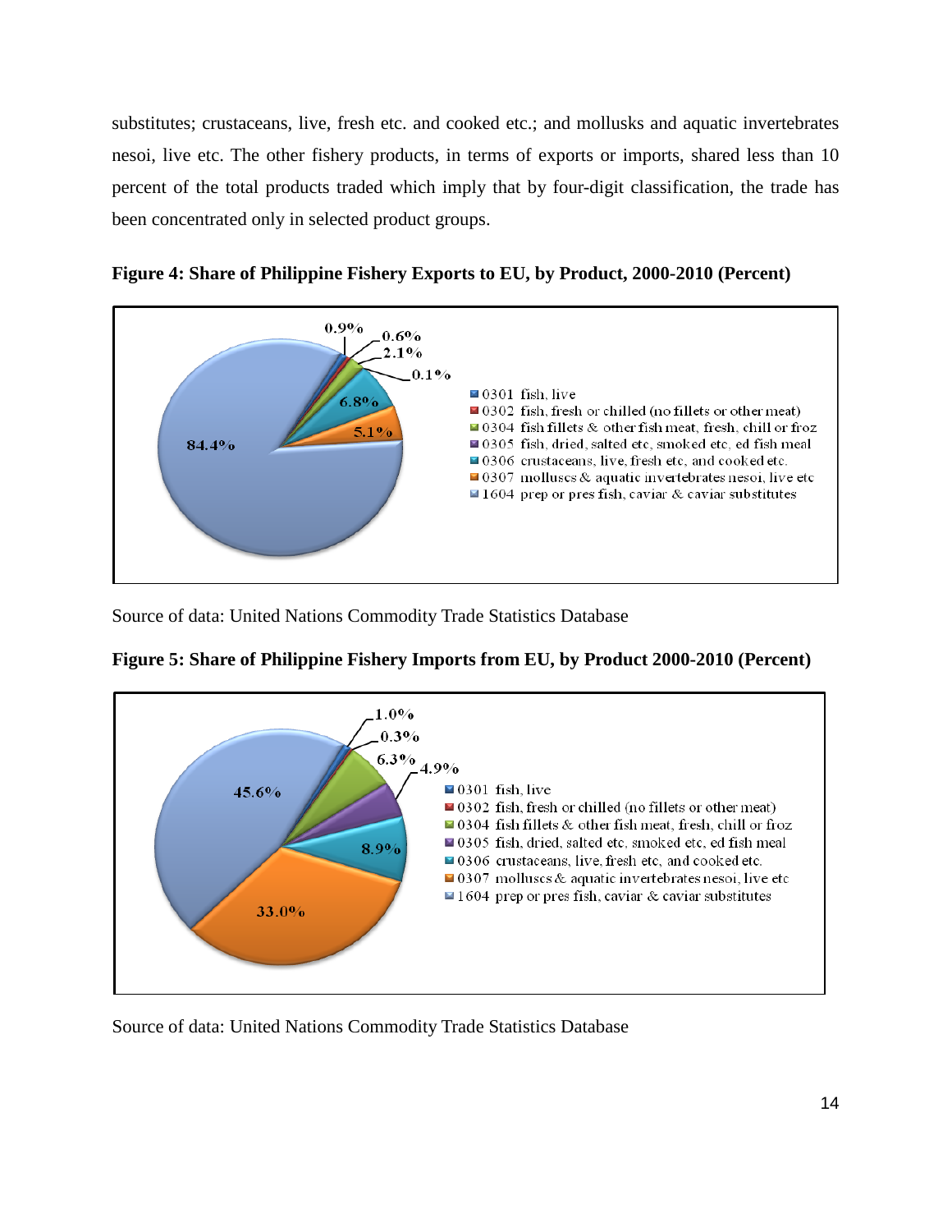substitutes; crustaceans, live, fresh etc. and cooked etc.; and mollusks and aquatic invertebrates nesoi, live etc. The other fishery products, in terms of exports or imports, shared less than 10 percent of the total products traded which imply that by four-digit classification, the trade has been concentrated only in selected product groups.

**Figure 4: Share of Philippine Fishery Exports to EU, by Product, 2000-2010 (Percent)**

| Product | Share (%) |
|---|---|
| 0301 fish, live | 0.9% |
| 0302 fish, fresh or chilled (no fillets or other meat) | 0.6% |
| 0304 fish fillets & other fish meat, fresh, chill or froz | 2.1% |
| 0305 fish, dried, salted etc, smoked etc, ed fish meal | 0.1% |
| 0306 crustaceans, live, fresh etc, and cooked etc. | 6.8% |
| 0307 molluscs & aquatic invertebrates nesoi, live etc | 5.1% |
| 1604 prep or pres fish, caviar & caviar substitutes | 84.4% |

Source of data: United Nations Commodity Trade Statistics Database

**Figure 5: Share of Philippine Fishery Imports from EU, by Product 2000-2010 (Percent)**

| Product | Share (%) |
|---|---|
| 0301 fish, live | 1.0% |
| 0302 fish, fresh or chilled (no fillets or other meat) | 0.3% |
| 0304 fish fillets & other fish meat, fresh, chill or froz | 6.3% |
| 0305 fish, dried, salted etc, smoked etc, ed fish meal | 4.9% |
| 0306 crustaceans, live, fresh etc, and cooked etc. | 8.9% |
| 0307 molluscs & aquatic invertebrates nesoi, live etc | 33.0% |
| 1604 prep or pres fish, caviar & caviar substitutes | 45.6% |

Source of data: United Nations Commodity Trade Statistics Database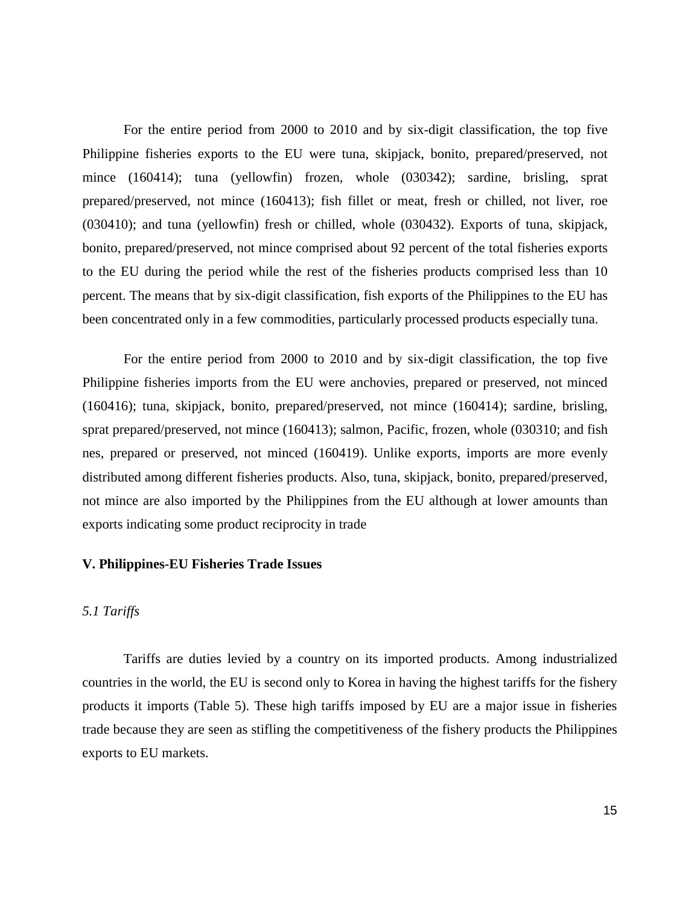For the entire period from 2000 to 2010 and by six-digit classification, the top five Philippine fisheries exports to the EU were tuna, skipjack, bonito, prepared/preserved, not mince (160414); tuna (yellowfin) frozen, whole (030342); sardine, brisling, sprat prepared/preserved, not mince (160413); fish fillet or meat, fresh or chilled, not liver, roe (030410); and tuna (yellowfin) fresh or chilled, whole (030432). Exports of tuna, skipjack, bonito, prepared/preserved, not mince comprised about 92 percent of the total fisheries exports to the EU during the period while the rest of the fisheries products comprised less than 10 percent. The means that by six-digit classification, fish exports of the Philippines to the EU has been concentrated only in a few commodities, particularly processed products especially tuna.

For the entire period from 2000 to 2010 and by six-digit classification, the top five Philippine fisheries imports from the EU were anchovies, prepared or preserved, not minced (160416); tuna, skipjack, bonito, prepared/preserved, not mince (160414); sardine, brisling, sprat prepared/preserved, not mince (160413); salmon, Pacific, frozen, whole (030310; and fish nes, prepared or preserved, not minced (160419). Unlike exports, imports are more evenly distributed among different fisheries products. Also, tuna, skipjack, bonito, prepared/preserved, not mince are also imported by the Philippines from the EU although at lower amounts than exports indicating some product reciprocity in trade

## V. Philippines-EU Fisheries Trade Issues

### *5.1 Tariffs*

Tariffs are duties levied by a country on its imported products. Among industrialized countries in the world, the EU is second only to Korea in having the highest tariffs for the fishery products it imports (Table 5). These high tariffs imposed by EU are a major issue in fisheries trade because they are seen as stifling the competitiveness of the fishery products the Philippines exports to EU markets.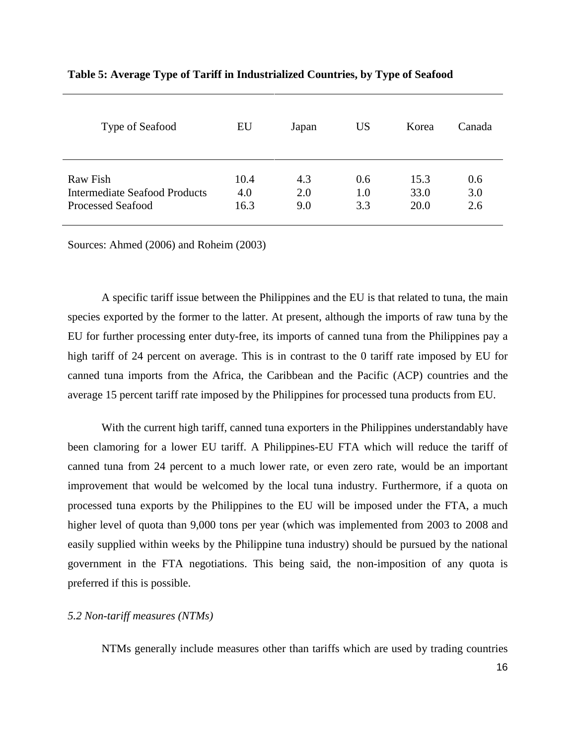**Table 5: Average Type of Tariff in Industrialized Countries, by Type of Seafood**

| Type of Seafood | EU | Japan | US | Korea | Canada |
|---|---|---|---|---|---|
| Raw Fish | 10.4 | 4.3 | 0.6 | 15.3 | 0.6 |
| Intermediate Seafood Products | 4.0 | 2.0 | 1.0 | 33.0 | 3.0 |
| Processed Seafood | 16.3 | 9.0 | 3.3 | 20.0 | 2.6 |

Sources: Ahmed (2006) and Roheim (2003)

A specific tariff issue between the Philippines and the EU is that related to tuna, the main species exported by the former to the latter. At present, although the imports of raw tuna by the EU for further processing enter duty-free, its imports of canned tuna from the Philippines pay a high tariff of 24 percent on average. This is in contrast to the 0 tariff rate imposed by EU for canned tuna imports from the Africa, the Caribbean and the Pacific (ACP) countries and the average 15 percent tariff rate imposed by the Philippines for processed tuna products from EU.

With the current high tariff, canned tuna exporters in the Philippines understandably have been clamoring for a lower EU tariff. A Philippines-EU FTA which will reduce the tariff of canned tuna from 24 percent to a much lower rate, or even zero rate, would be an important improvement that would be welcomed by the local tuna industry. Furthermore, if a quota on processed tuna exports by the Philippines to the EU will be imposed under the FTA, a much higher level of quota than 9,000 tons per year (which was implemented from 2003 to 2008 and easily supplied within weeks by the Philippine tuna industry) should be pursued by the national government in the FTA negotiations. This being said, the non-imposition of any quota is preferred if this is possible.

### *5.2 Non-tariff measures (NTMs)*

NTMs generally include measures other than tariffs which are used by trading countries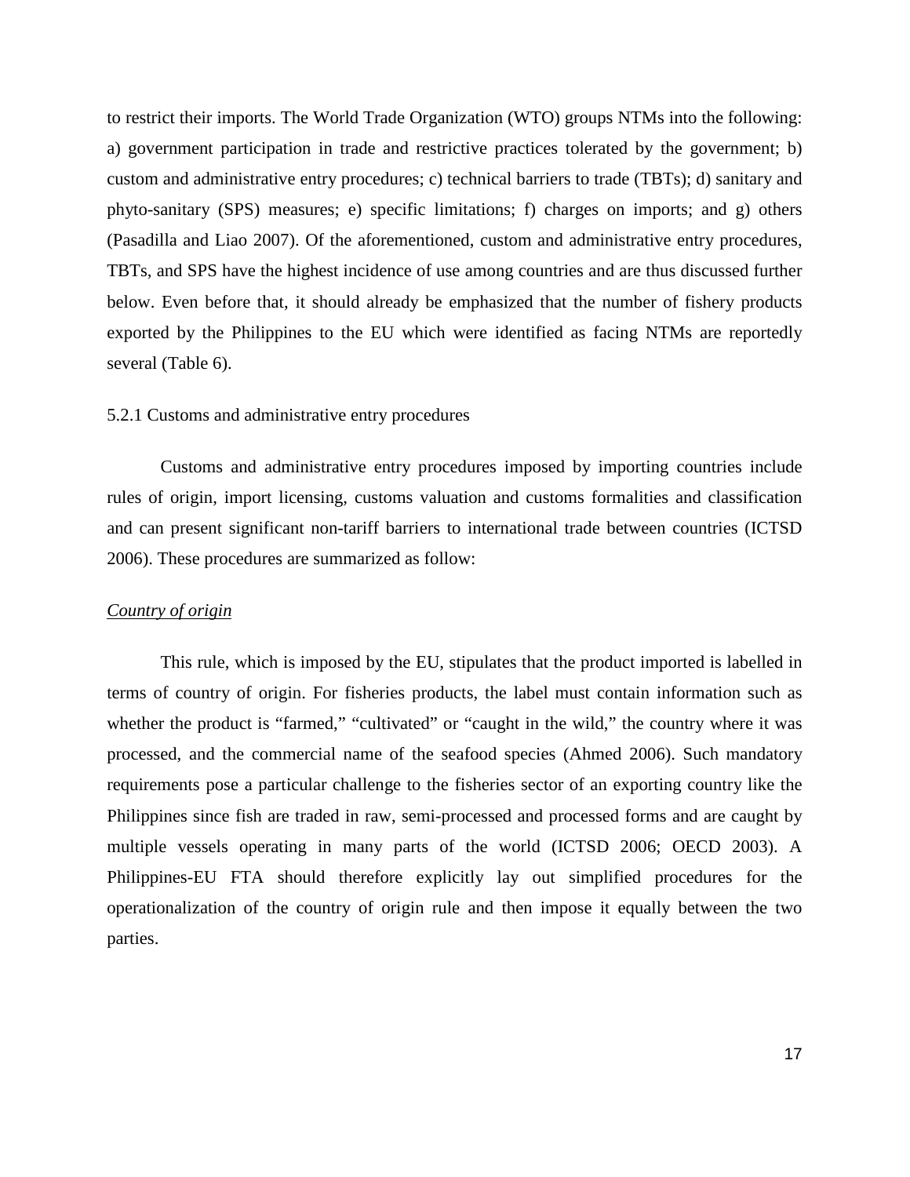to restrict their imports. The World Trade Organization (WTO) groups NTMs into the following: a) government participation in trade and restrictive practices tolerated by the government; b) custom and administrative entry procedures; c) technical barriers to trade (TBTs); d) sanitary and phyto-sanitary (SPS) measures; e) specific limitations; f) charges on imports; and g) others (Pasadilla and Liao 2007). Of the aforementioned, custom and administrative entry procedures, TBTs, and SPS have the highest incidence of use among countries and are thus discussed further below. Even before that, it should already be emphasized that the number of fishery products exported by the Philippines to the EU which were identified as facing NTMs are reportedly several (Table 6).

### 5.2.1 Customs and administrative entry procedures

Customs and administrative entry procedures imposed by importing countries include rules of origin, import licensing, customs valuation and customs formalities and classification and can present significant non-tariff barriers to international trade between countries (ICTSD 2006). These procedures are summarized as follow:

*Country of origin*

This rule, which is imposed by the EU, stipulates that the product imported is labelled in terms of country of origin. For fisheries products, the label must contain information such as whether the product is "farmed," "cultivated" or "caught in the wild," the country where it was processed, and the commercial name of the seafood species (Ahmed 2006). Such mandatory requirements pose a particular challenge to the fisheries sector of an exporting country like the Philippines since fish are traded in raw, semi-processed and processed forms and are caught by multiple vessels operating in many parts of the world (ICTSD 2006; OECD 2003). A Philippines-EU FTA should therefore explicitly lay out simplified procedures for the operationalization of the country of origin rule and then impose it equally between the two parties.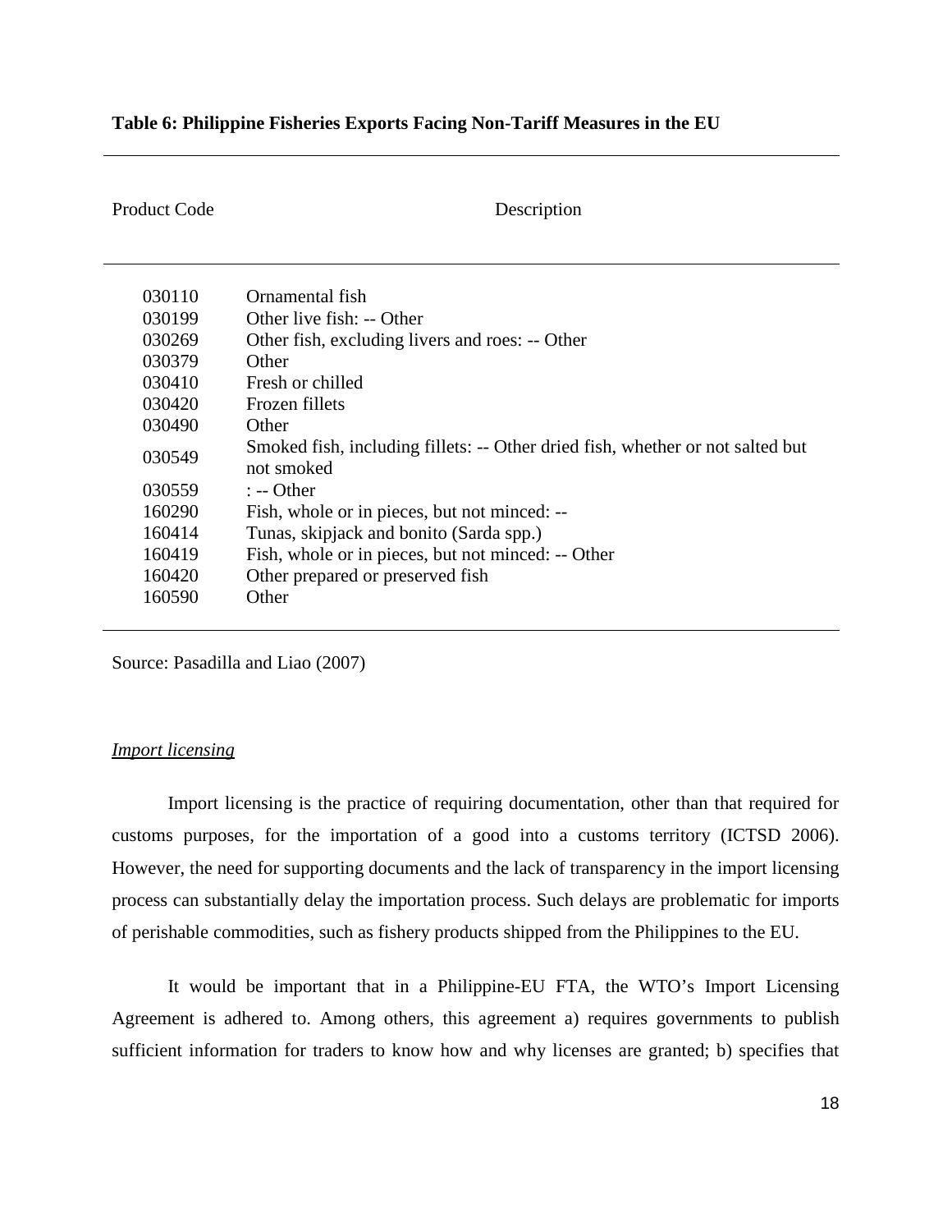**Table 6: Philippine Fisheries Exports Facing Non-Tariff Measures in the EU**

| Product Code | Description |
| --- | --- |
| 030110 | Ornamental fish |
| 030199 | Other live fish: -- Other |
| 030269 | Other fish, excluding livers and roes: -- Other |
| 030379 | Other |
| 030410 | Fresh or chilled |
| 030420 | Frozen fillets |
| 030490 | Other |
| 030549 | Smoked fish, including fillets: -- Other dried fish, whether or not salted but not smoked |
| 030559 | : -- Other |
| 160290 | Fish, whole or in pieces, but not minced: -- |
| 160414 | Tunas, skipjack and bonito (Sarda spp.) |
| 160419 | Fish, whole or in pieces, but not minced: -- Other |
| 160420 | Other prepared or preserved fish |
| 160590 | Other |

Source: Pasadilla and Liao (2007)

*Import licensing*

Import licensing is the practice of requiring documentation, other than that required for customs purposes, for the importation of a good into a customs territory (ICTSD 2006). However, the need for supporting documents and the lack of transparency in the import licensing process can substantially delay the importation process. Such delays are problematic for imports of perishable commodities, such as fishery products shipped from the Philippines to the EU.

It would be important that in a Philippine-EU FTA, the WTO's Import Licensing Agreement is adhered to. Among others, this agreement a) requires governments to publish sufficient information for traders to know how and why licenses are granted; b) specifies that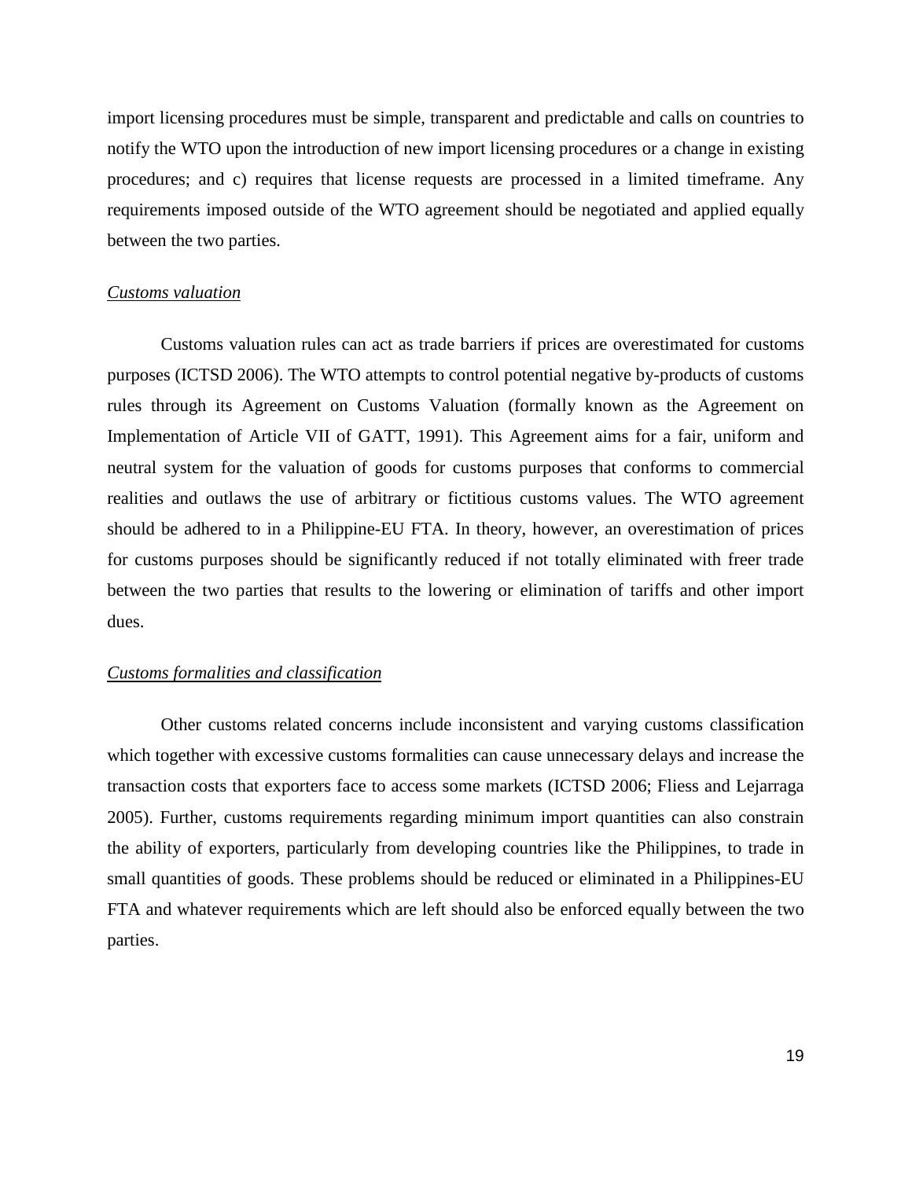import licensing procedures must be simple, transparent and predictable and calls on countries to notify the WTO upon the introduction of new import licensing procedures or a change in existing procedures; and c) requires that license requests are processed in a limited timeframe. Any requirements imposed outside of the WTO agreement should be negotiated and applied equally between the two parties.

*Customs valuation*

Customs valuation rules can act as trade barriers if prices are overestimated for customs purposes (ICTSD 2006). The WTO attempts to control potential negative by-products of customs rules through its Agreement on Customs Valuation (formally known as the Agreement on Implementation of Article VII of GATT, 1991). This Agreement aims for a fair, uniform and neutral system for the valuation of goods for customs purposes that conforms to commercial realities and outlaws the use of arbitrary or fictitious customs values. The WTO agreement should be adhered to in a Philippine-EU FTA. In theory, however, an overestimation of prices for customs purposes should be significantly reduced if not totally eliminated with freer trade between the two parties that results to the lowering or elimination of tariffs and other import dues.

*Customs formalities and classification*

Other customs related concerns include inconsistent and varying customs classification which together with excessive customs formalities can cause unnecessary delays and increase the transaction costs that exporters face to access some markets (ICTSD 2006; Fliess and Lejarraga 2005). Further, customs requirements regarding minimum import quantities can also constrain the ability of exporters, particularly from developing countries like the Philippines, to trade in small quantities of goods. These problems should be reduced or eliminated in a Philippines-EU FTA and whatever requirements which are left should also be enforced equally between the two parties.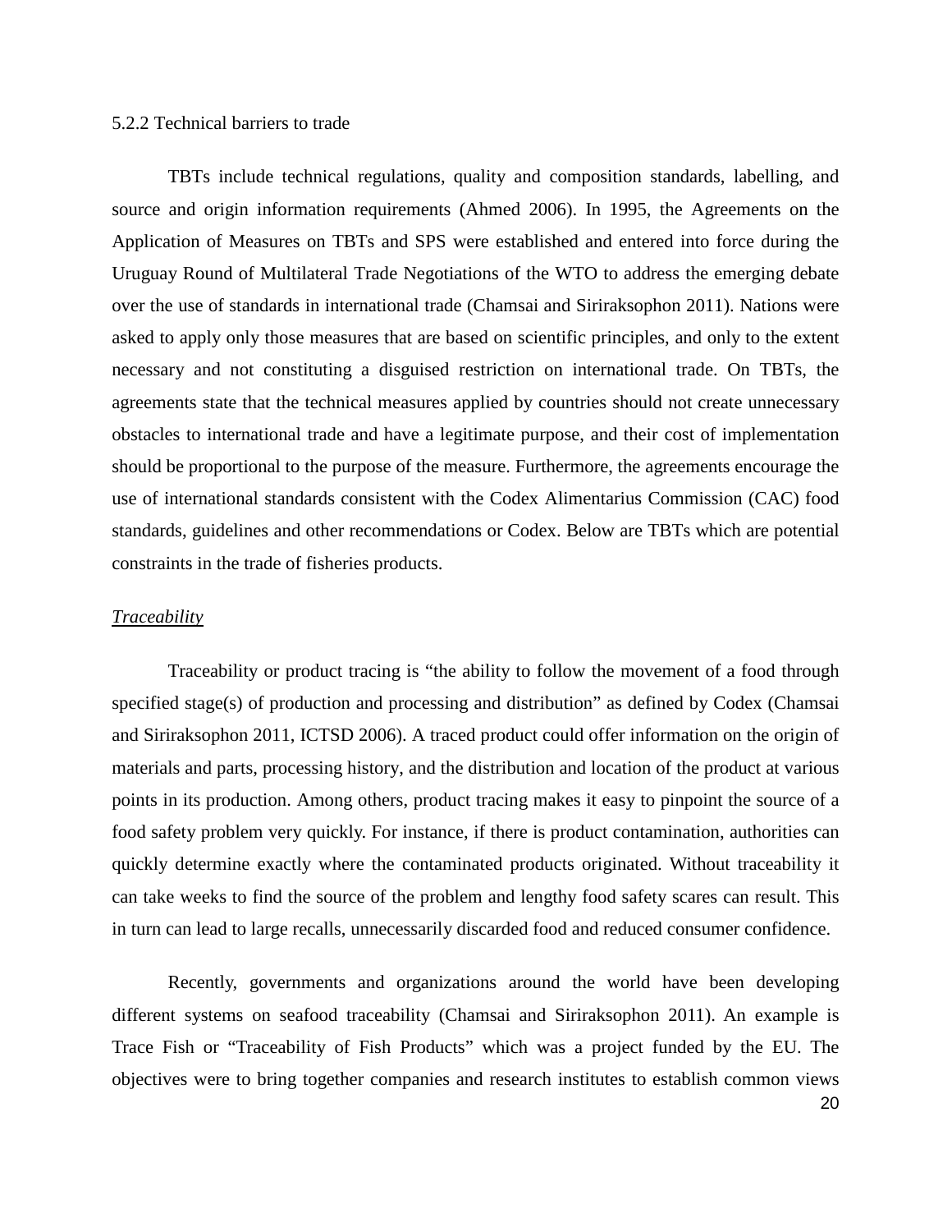### 5.2.2 Technical barriers to trade

TBTs include technical regulations, quality and composition standards, labelling, and source and origin information requirements (Ahmed 2006). In 1995, the Agreements on the Application of Measures on TBTs and SPS were established and entered into force during the Uruguay Round of Multilateral Trade Negotiations of the WTO to address the emerging debate over the use of standards in international trade (Chamsai and Siriraksophon 2011). Nations were asked to apply only those measures that are based on scientific principles, and only to the extent necessary and not constituting a disguised restriction on international trade. On TBTs, the agreements state that the technical measures applied by countries should not create unnecessary obstacles to international trade and have a legitimate purpose, and their cost of implementation should be proportional to the purpose of the measure. Furthermore, the agreements encourage the use of international standards consistent with the Codex Alimentarius Commission (CAC) food standards, guidelines and other recommendations or Codex. Below are TBTs which are potential constraints in the trade of fisheries products.

*Traceability*

Traceability or product tracing is "the ability to follow the movement of a food through specified stage(s) of production and processing and distribution" as defined by Codex (Chamsai and Siriraksophon 2011, ICTSD 2006). A traced product could offer information on the origin of materials and parts, processing history, and the distribution and location of the product at various points in its production. Among others, product tracing makes it easy to pinpoint the source of a food safety problem very quickly. For instance, if there is product contamination, authorities can quickly determine exactly where the contaminated products originated. Without traceability it can take weeks to find the source of the problem and lengthy food safety scares can result. This in turn can lead to large recalls, unnecessarily discarded food and reduced consumer confidence.

Recently, governments and organizations around the world have been developing different systems on seafood traceability (Chamsai and Siriraksophon 2011). An example is Trace Fish or "Traceability of Fish Products" which was a project funded by the EU. The objectives were to bring together companies and research institutes to establish common views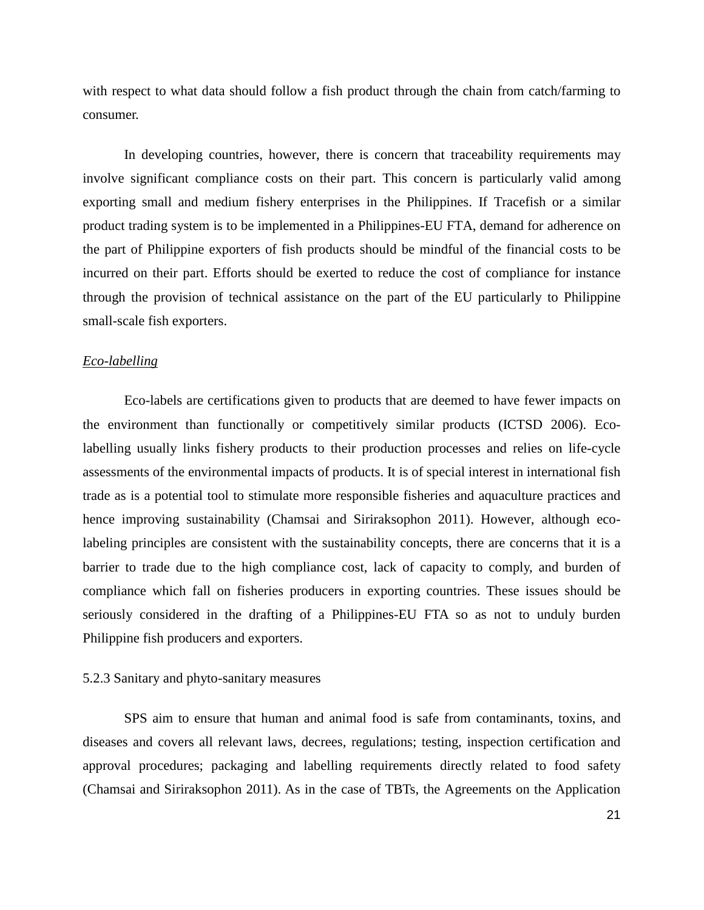with respect to what data should follow a fish product through the chain from catch/farming to consumer.

In developing countries, however, there is concern that traceability requirements may involve significant compliance costs on their part. This concern is particularly valid among exporting small and medium fishery enterprises in the Philippines. If Tracefish or a similar product trading system is to be implemented in a Philippines-EU FTA, demand for adherence on the part of Philippine exporters of fish products should be mindful of the financial costs to be incurred on their part. Efforts should be exerted to reduce the cost of compliance for instance through the provision of technical assistance on the part of the EU particularly to Philippine small-scale fish exporters.

#### *Eco-labelling*

Eco-labels are certifications given to products that are deemed to have fewer impacts on the environment than functionally or competitively similar products (ICTSD 2006). Eco-labelling usually links fishery products to their production processes and relies on life-cycle assessments of the environmental impacts of products. It is of special interest in international fish trade as is a potential tool to stimulate more responsible fisheries and aquaculture practices and hence improving sustainability (Chamsai and Siriraksophon 2011). However, although eco-labeling principles are consistent with the sustainability concepts, there are concerns that it is a barrier to trade due to the high compliance cost, lack of capacity to comply, and burden of compliance which fall on fisheries producers in exporting countries. These issues should be seriously considered in the drafting of a Philippines-EU FTA so as not to unduly burden Philippine fish producers and exporters.

### 5.2.3 Sanitary and phyto-sanitary measures

SPS aim to ensure that human and animal food is safe from contaminants, toxins, and diseases and covers all relevant laws, decrees, regulations; testing, inspection certification and approval procedures; packaging and labelling requirements directly related to food safety (Chamsai and Siriraksophon 2011). As in the case of TBTs, the Agreements on the Application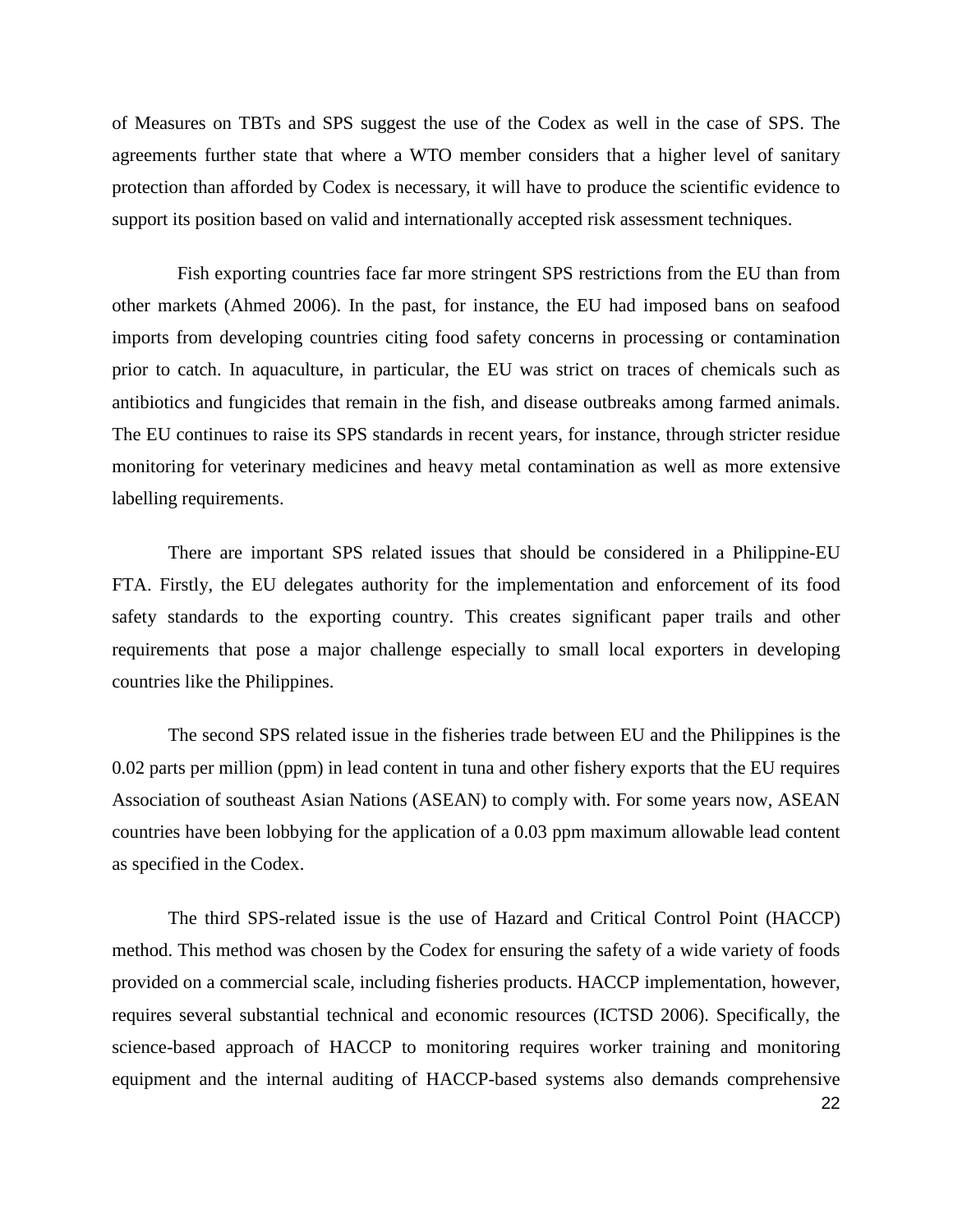of Measures on TBTs and SPS suggest the use of the Codex as well in the case of SPS. The agreements further state that where a WTO member considers that a higher level of sanitary protection than afforded by Codex is necessary, it will have to produce the scientific evidence to support its position based on valid and internationally accepted risk assessment techniques.

Fish exporting countries face far more stringent SPS restrictions from the EU than from other markets (Ahmed 2006). In the past, for instance, the EU had imposed bans on seafood imports from developing countries citing food safety concerns in processing or contamination prior to catch. In aquaculture, in particular, the EU was strict on traces of chemicals such as antibiotics and fungicides that remain in the fish, and disease outbreaks among farmed animals. The EU continues to raise its SPS standards in recent years, for instance, through stricter residue monitoring for veterinary medicines and heavy metal contamination as well as more extensive labelling requirements.

There are important SPS related issues that should be considered in a Philippine-EU FTA. Firstly, the EU delegates authority for the implementation and enforcement of its food safety standards to the exporting country. This creates significant paper trails and other requirements that pose a major challenge especially to small local exporters in developing countries like the Philippines.

The second SPS related issue in the fisheries trade between EU and the Philippines is the 0.02 parts per million (ppm) in lead content in tuna and other fishery exports that the EU requires Association of southeast Asian Nations (ASEAN) to comply with. For some years now, ASEAN countries have been lobbying for the application of a 0.03 ppm maximum allowable lead content as specified in the Codex.

The third SPS-related issue is the use of Hazard and Critical Control Point (HACCP) method. This method was chosen by the Codex for ensuring the safety of a wide variety of foods provided on a commercial scale, including fisheries products. HACCP implementation, however, requires several substantial technical and economic resources (ICTSD 2006). Specifically, the science-based approach of HACCP to monitoring requires worker training and monitoring equipment and the internal auditing of HACCP-based systems also demands comprehensive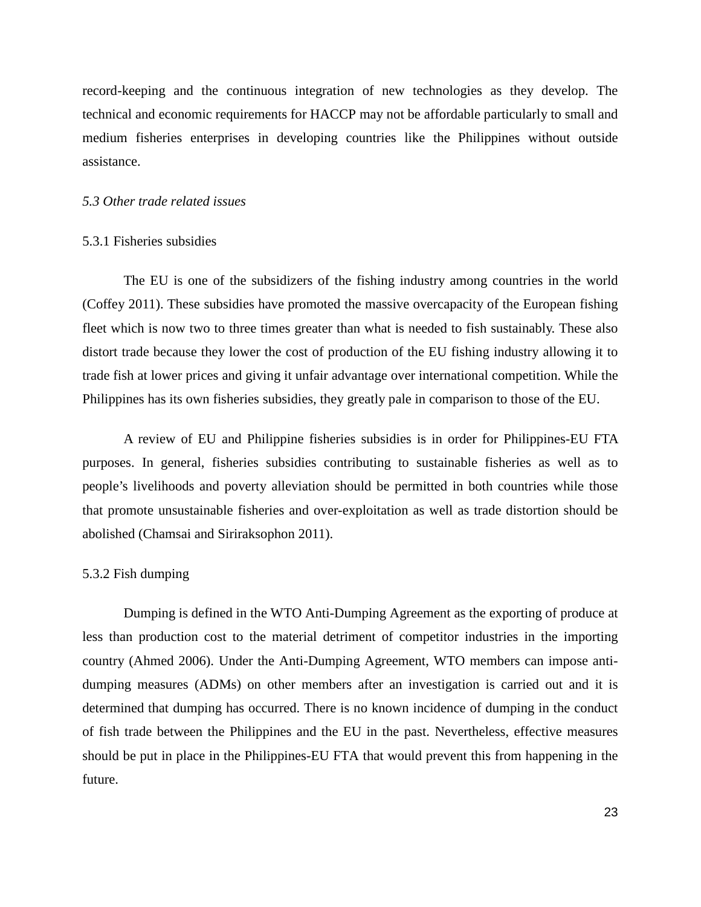record-keeping and the continuous integration of new technologies as they develop. The technical and economic requirements for HACCP may not be affordable particularly to small and medium fisheries enterprises in developing countries like the Philippines without outside assistance.

### *5.3 Other trade related issues*

#### 5.3.1 Fisheries subsidies

The EU is one of the subsidizers of the fishing industry among countries in the world (Coffey 2011). These subsidies have promoted the massive overcapacity of the European fishing fleet which is now two to three times greater than what is needed to fish sustainably. These also distort trade because they lower the cost of production of the EU fishing industry allowing it to trade fish at lower prices and giving it unfair advantage over international competition. While the Philippines has its own fisheries subsidies, they greatly pale in comparison to those of the EU.

A review of EU and Philippine fisheries subsidies is in order for Philippines-EU FTA purposes. In general, fisheries subsidies contributing to sustainable fisheries as well as to people's livelihoods and poverty alleviation should be permitted in both countries while those that promote unsustainable fisheries and over-exploitation as well as trade distortion should be abolished (Chamsai and Siriraksophon 2011).

#### 5.3.2 Fish dumping

Dumping is defined in the WTO Anti-Dumping Agreement as the exporting of produce at less than production cost to the material detriment of competitor industries in the importing country (Ahmed 2006). Under the Anti-Dumping Agreement, WTO members can impose anti-dumping measures (ADMs) on other members after an investigation is carried out and it is determined that dumping has occurred. There is no known incidence of dumping in the conduct of fish trade between the Philippines and the EU in the past. Nevertheless, effective measures should be put in place in the Philippines-EU FTA that would prevent this from happening in the future.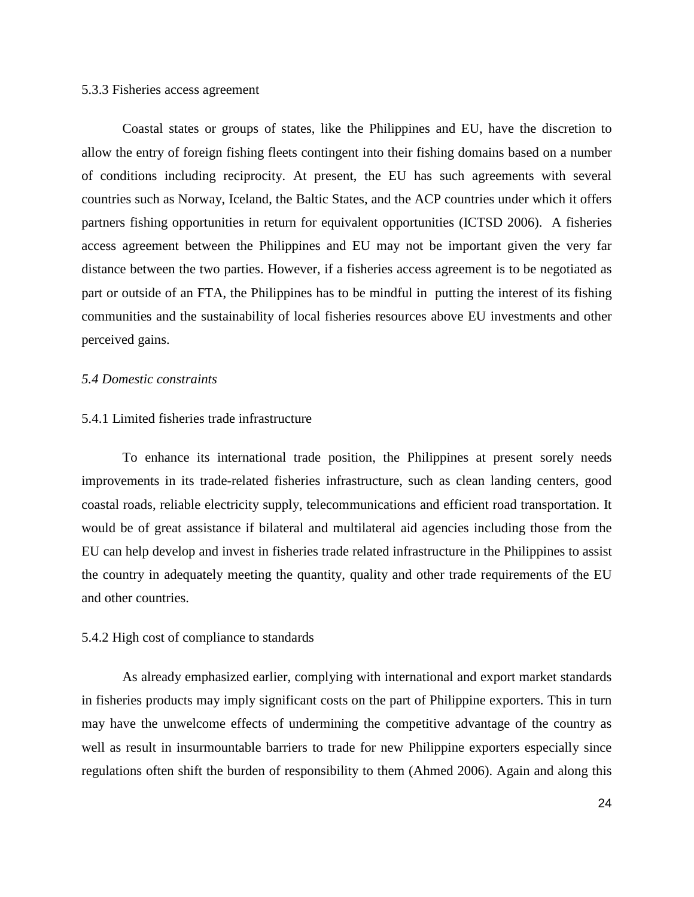#### 5.3.3 Fisheries access agreement

Coastal states or groups of states, like the Philippines and EU, have the discretion to allow the entry of foreign fishing fleets contingent into their fishing domains based on a number of conditions including reciprocity. At present, the EU has such agreements with several countries such as Norway, Iceland, the Baltic States, and the ACP countries under which it offers partners fishing opportunities in return for equivalent opportunities (ICTSD 2006). A fisheries access agreement between the Philippines and EU may not be important given the very far distance between the two parties. However, if a fisheries access agreement is to be negotiated as part or outside of an FTA, the Philippines has to be mindful in putting the interest of its fishing communities and the sustainability of local fisheries resources above EU investments and other perceived gains.

### *5.4 Domestic constraints*

#### 5.4.1 Limited fisheries trade infrastructure

To enhance its international trade position, the Philippines at present sorely needs improvements in its trade-related fisheries infrastructure, such as clean landing centers, good coastal roads, reliable electricity supply, telecommunications and efficient road transportation. It would be of great assistance if bilateral and multilateral aid agencies including those from the EU can help develop and invest in fisheries trade related infrastructure in the Philippines to assist the country in adequately meeting the quantity, quality and other trade requirements of the EU and other countries.

#### 5.4.2 High cost of compliance to standards

As already emphasized earlier, complying with international and export market standards in fisheries products may imply significant costs on the part of Philippine exporters. This in turn may have the unwelcome effects of undermining the competitive advantage of the country as well as result in insurmountable barriers to trade for new Philippine exporters especially since regulations often shift the burden of responsibility to them (Ahmed 2006). Again and along this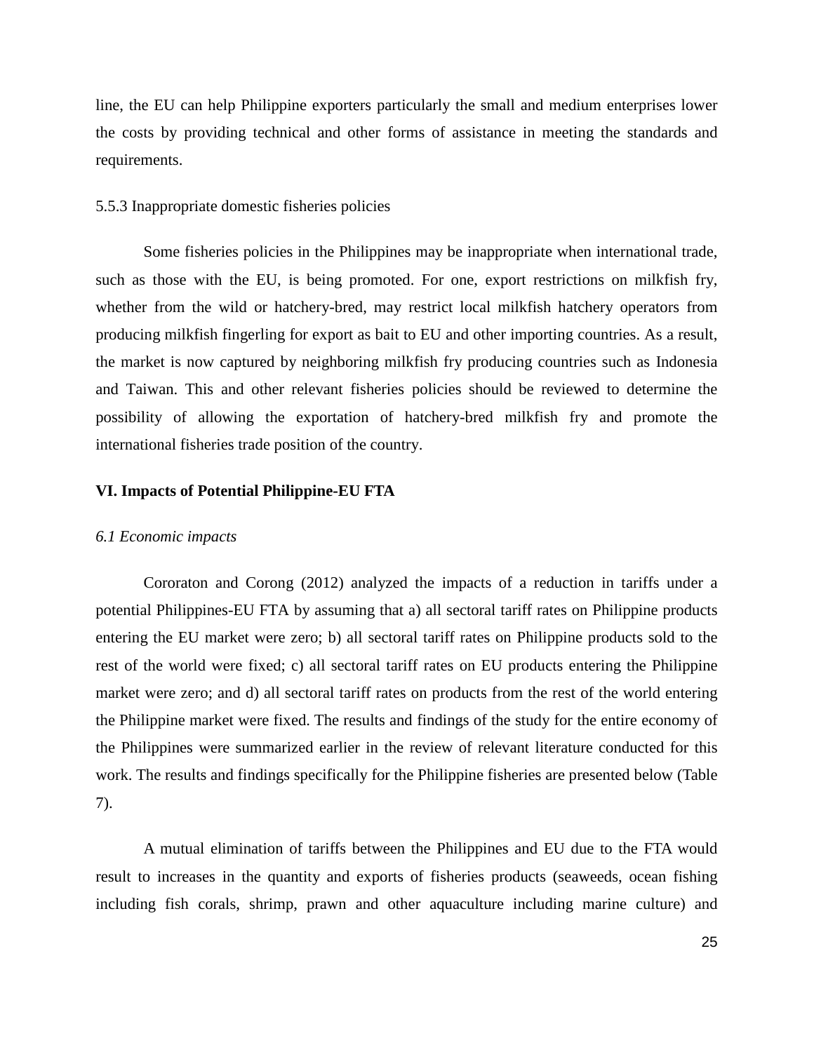line, the EU can help Philippine exporters particularly the small and medium enterprises lower the costs by providing technical and other forms of assistance in meeting the standards and requirements.

5.5.3 Inappropriate domestic fisheries policies

Some fisheries policies in the Philippines may be inappropriate when international trade, such as those with the EU, is being promoted. For one, export restrictions on milkfish fry, whether from the wild or hatchery-bred, may restrict local milkfish hatchery operators from producing milkfish fingerling for export as bait to EU and other importing countries. As a result, the market is now captured by neighboring milkfish fry producing countries such as Indonesia and Taiwan. This and other relevant fisheries policies should be reviewed to determine the possibility of allowing the exportation of hatchery-bred milkfish fry and promote the international fisheries trade position of the country.

## VI. Impacts of Potential Philippine-EU FTA

### *6.1 Economic impacts*

Cororaton and Corong (2012) analyzed the impacts of a reduction in tariffs under a potential Philippines-EU FTA by assuming that a) all sectoral tariff rates on Philippine products entering the EU market were zero; b) all sectoral tariff rates on Philippine products sold to the rest of the world were fixed; c) all sectoral tariff rates on EU products entering the Philippine market were zero; and d) all sectoral tariff rates on products from the rest of the world entering the Philippine market were fixed. The results and findings of the study for the entire economy of the Philippines were summarized earlier in the review of relevant literature conducted for this work. The results and findings specifically for the Philippine fisheries are presented below (Table 7).

A mutual elimination of tariffs between the Philippines and EU due to the FTA would result to increases in the quantity and exports of fisheries products (seaweeds, ocean fishing including fish corals, shrimp, prawn and other aquaculture including marine culture) and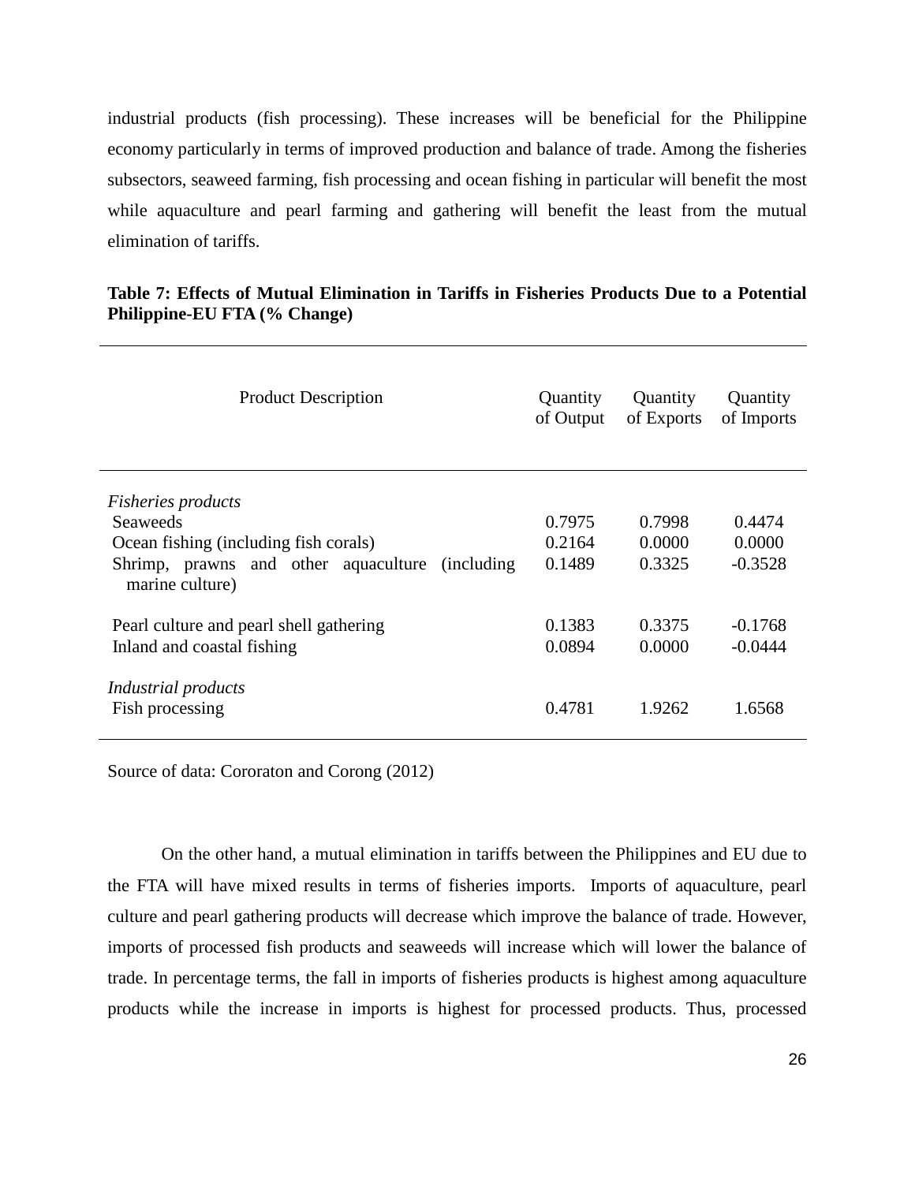industrial products (fish processing). These increases will be beneficial for the Philippine economy particularly in terms of improved production and balance of trade. Among the fisheries subsectors, seaweed farming, fish processing and ocean fishing in particular will benefit the most while aquaculture and pearl farming and gathering will benefit the least from the mutual elimination of tariffs.

**Table 7: Effects of Mutual Elimination in Tariffs in Fisheries Products Due to a Potential Philippine-EU FTA (% Change)**

| Product Description | Quantity of Output | Quantity of Exports | Quantity of Imports |
|---|---|---|---|
| *Fisheries products* | | | |
| Seaweeds | 0.7975 | 0.7998 | 0.4474 |
| Ocean fishing (including fish corals) | 0.2164 | 0.0000 | 0.0000 |
| Shrimp, prawns and other aquaculture (including marine culture) | 0.1489 | 0.3325 | -0.3528 |
| Pearl culture and pearl shell gathering | 0.1383 | 0.3375 | -0.1768 |
| Inland and coastal fishing | 0.0894 | 0.0000 | -0.0444 |
| *Industrial products* | | | |
| Fish processing | 0.4781 | 1.9262 | 1.6568 |

Source of data: Cororaton and Corong (2012)

On the other hand, a mutual elimination in tariffs between the Philippines and EU due to the FTA will have mixed results in terms of fisheries imports. Imports of aquaculture, pearl culture and pearl gathering products will decrease which improve the balance of trade. However, imports of processed fish products and seaweeds will increase which will lower the balance of trade. In percentage terms, the fall in imports of fisheries products is highest among aquaculture products while the increase in imports is highest for processed products. Thus, processed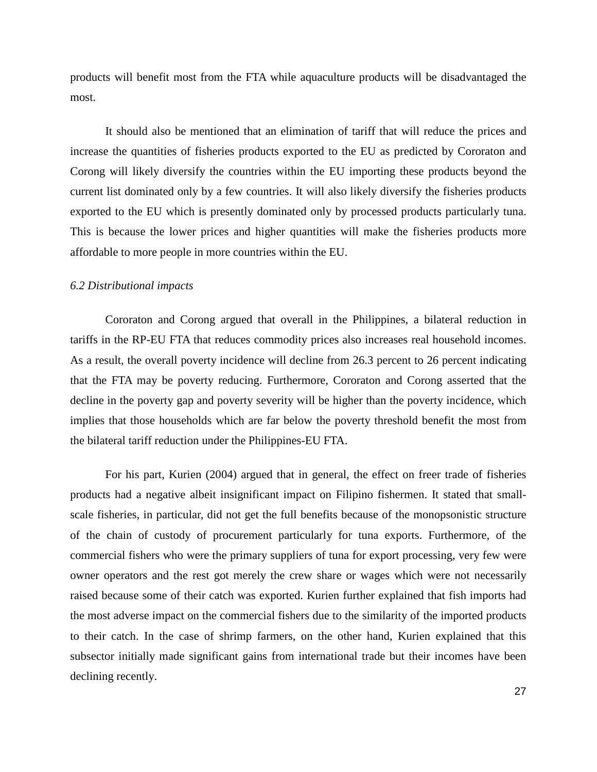products will benefit most from the FTA while aquaculture products will be disadvantaged the most.

It should also be mentioned that an elimination of tariff that will reduce the prices and increase the quantities of fisheries products exported to the EU as predicted by Cororaton and Corong will likely diversify the countries within the EU importing these products beyond the current list dominated only by a few countries. It will also likely diversify the fisheries products exported to the EU which is presently dominated only by processed products particularly tuna. This is because the lower prices and higher quantities will make the fisheries products more affordable to more people in more countries within the EU.

*6.2 Distributional impacts*

Cororaton and Corong argued that overall in the Philippines, a bilateral reduction in tariffs in the RP-EU FTA that reduces commodity prices also increases real household incomes. As a result, the overall poverty incidence will decline from 26.3 percent to 26 percent indicating that the FTA may be poverty reducing. Furthermore, Cororaton and Corong asserted that the decline in the poverty gap and poverty severity will be higher than the poverty incidence, which implies that those households which are far below the poverty threshold benefit the most from the bilateral tariff reduction under the Philippines-EU FTA.

For his part, Kurien (2004) argued that in general, the effect on freer trade of fisheries products had a negative albeit insignificant impact on Filipino fishermen. It stated that small-scale fisheries, in particular, did not get the full benefits because of the monopsonistic structure of the chain of custody of procurement particularly for tuna exports. Furthermore, of the commercial fishers who were the primary suppliers of tuna for export processing, very few were owner operators and the rest got merely the crew share or wages which were not necessarily raised because some of their catch was exported. Kurien further explained that fish imports had the most adverse impact on the commercial fishers due to the similarity of the imported products to their catch. In the case of shrimp farmers, on the other hand, Kurien explained that this subsector initially made significant gains from international trade but their incomes have been declining recently.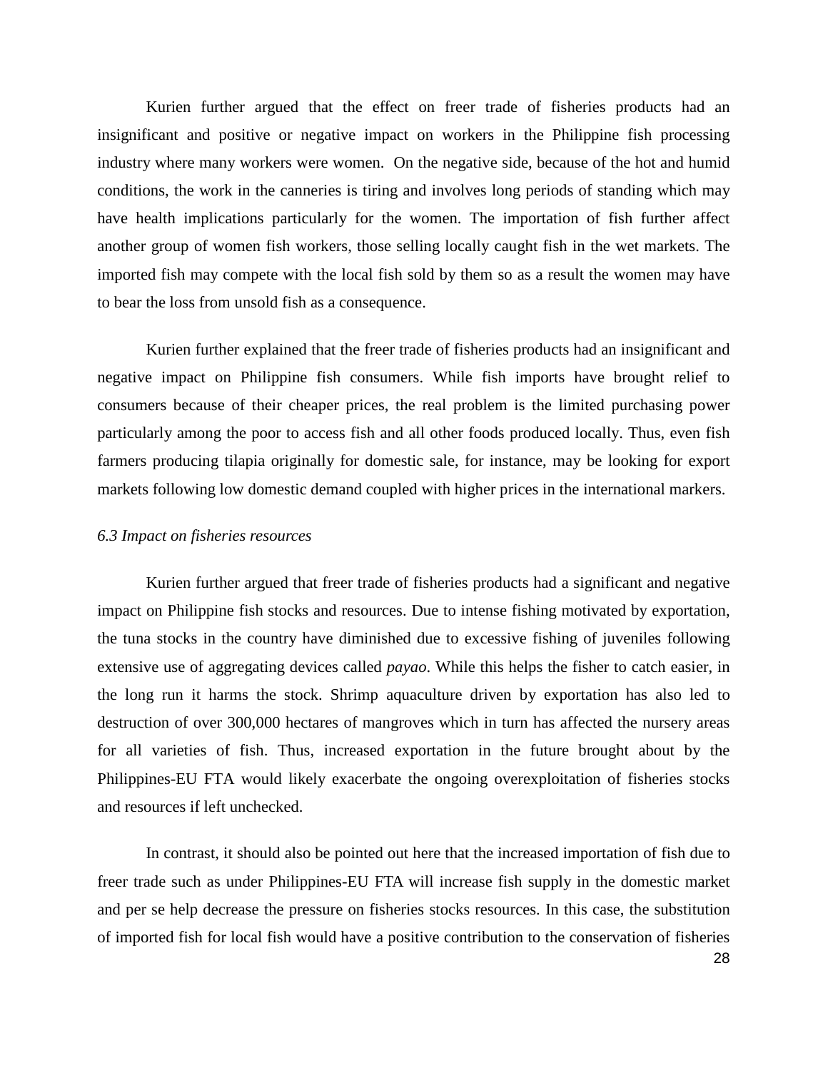Kurien further argued that the effect on freer trade of fisheries products had an insignificant and positive or negative impact on workers in the Philippine fish processing industry where many workers were women. On the negative side, because of the hot and humid conditions, the work in the canneries is tiring and involves long periods of standing which may have health implications particularly for the women. The importation of fish further affect another group of women fish workers, those selling locally caught fish in the wet markets. The imported fish may compete with the local fish sold by them so as a result the women may have to bear the loss from unsold fish as a consequence.

Kurien further explained that the freer trade of fisheries products had an insignificant and negative impact on Philippine fish consumers. While fish imports have brought relief to consumers because of their cheaper prices, the real problem is the limited purchasing power particularly among the poor to access fish and all other foods produced locally. Thus, even fish farmers producing tilapia originally for domestic sale, for instance, may be looking for export markets following low domestic demand coupled with higher prices in the international markers.

### *6.3 Impact on fisheries resources*

Kurien further argued that freer trade of fisheries products had a significant and negative impact on Philippine fish stocks and resources. Due to intense fishing motivated by exportation, the tuna stocks in the country have diminished due to excessive fishing of juveniles following extensive use of aggregating devices called *payao*. While this helps the fisher to catch easier, in the long run it harms the stock. Shrimp aquaculture driven by exportation has also led to destruction of over 300,000 hectares of mangroves which in turn has affected the nursery areas for all varieties of fish. Thus, increased exportation in the future brought about by the Philippines-EU FTA would likely exacerbate the ongoing overexploitation of fisheries stocks and resources if left unchecked.

In contrast, it should also be pointed out here that the increased importation of fish due to freer trade such as under Philippines-EU FTA will increase fish supply in the domestic market and per se help decrease the pressure on fisheries stocks resources. In this case, the substitution of imported fish for local fish would have a positive contribution to the conservation of fisheries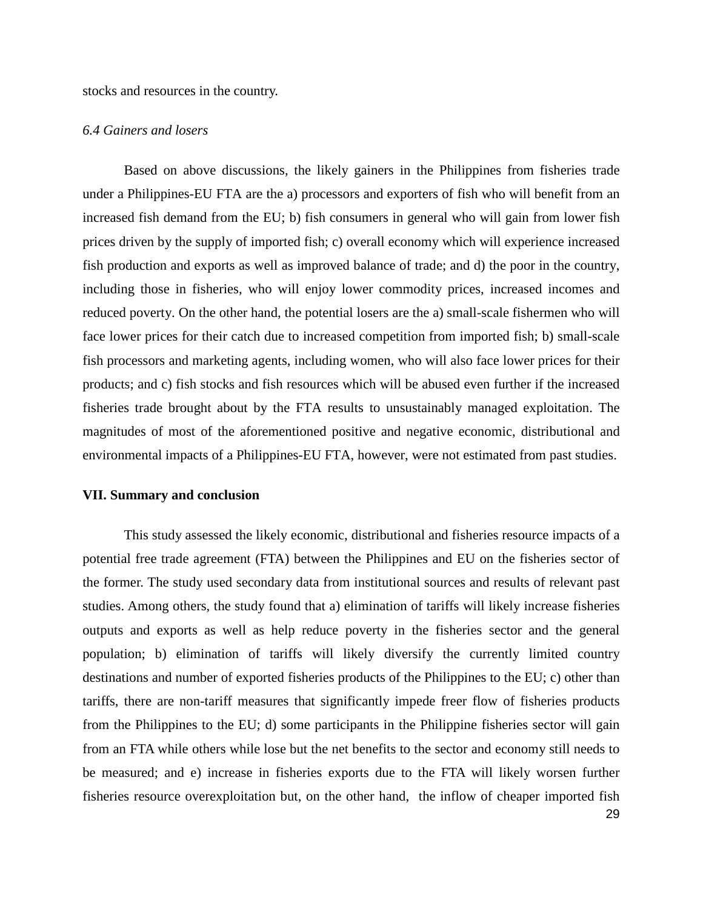stocks and resources in the country.

### *6.4 Gainers and losers*

Based on above discussions, the likely gainers in the Philippines from fisheries trade under a Philippines-EU FTA are the a) processors and exporters of fish who will benefit from an increased fish demand from the EU; b) fish consumers in general who will gain from lower fish prices driven by the supply of imported fish; c) overall economy which will experience increased fish production and exports as well as improved balance of trade; and d) the poor in the country, including those in fisheries, who will enjoy lower commodity prices, increased incomes and reduced poverty. On the other hand, the potential losers are the a) small-scale fishermen who will face lower prices for their catch due to increased competition from imported fish; b) small-scale fish processors and marketing agents, including women, who will also face lower prices for their products; and c) fish stocks and fish resources which will be abused even further if the increased fisheries trade brought about by the FTA results to unsustainably managed exploitation. The magnitudes of most of the aforementioned positive and negative economic, distributional and environmental impacts of a Philippines-EU FTA, however, were not estimated from past studies.

## VII. Summary and conclusion

This study assessed the likely economic, distributional and fisheries resource impacts of a potential free trade agreement (FTA) between the Philippines and EU on the fisheries sector of the former. The study used secondary data from institutional sources and results of relevant past studies. Among others, the study found that a) elimination of tariffs will likely increase fisheries outputs and exports as well as help reduce poverty in the fisheries sector and the general population; b) elimination of tariffs will likely diversify the currently limited country destinations and number of exported fisheries products of the Philippines to the EU; c) other than tariffs, there are non-tariff measures that significantly impede freer flow of fisheries products from the Philippines to the EU; d) some participants in the Philippine fisheries sector will gain from an FTA while others while lose but the net benefits to the sector and economy still needs to be measured; and e) increase in fisheries exports due to the FTA will likely worsen further fisheries resource overexploitation but, on the other hand, the inflow of cheaper imported fish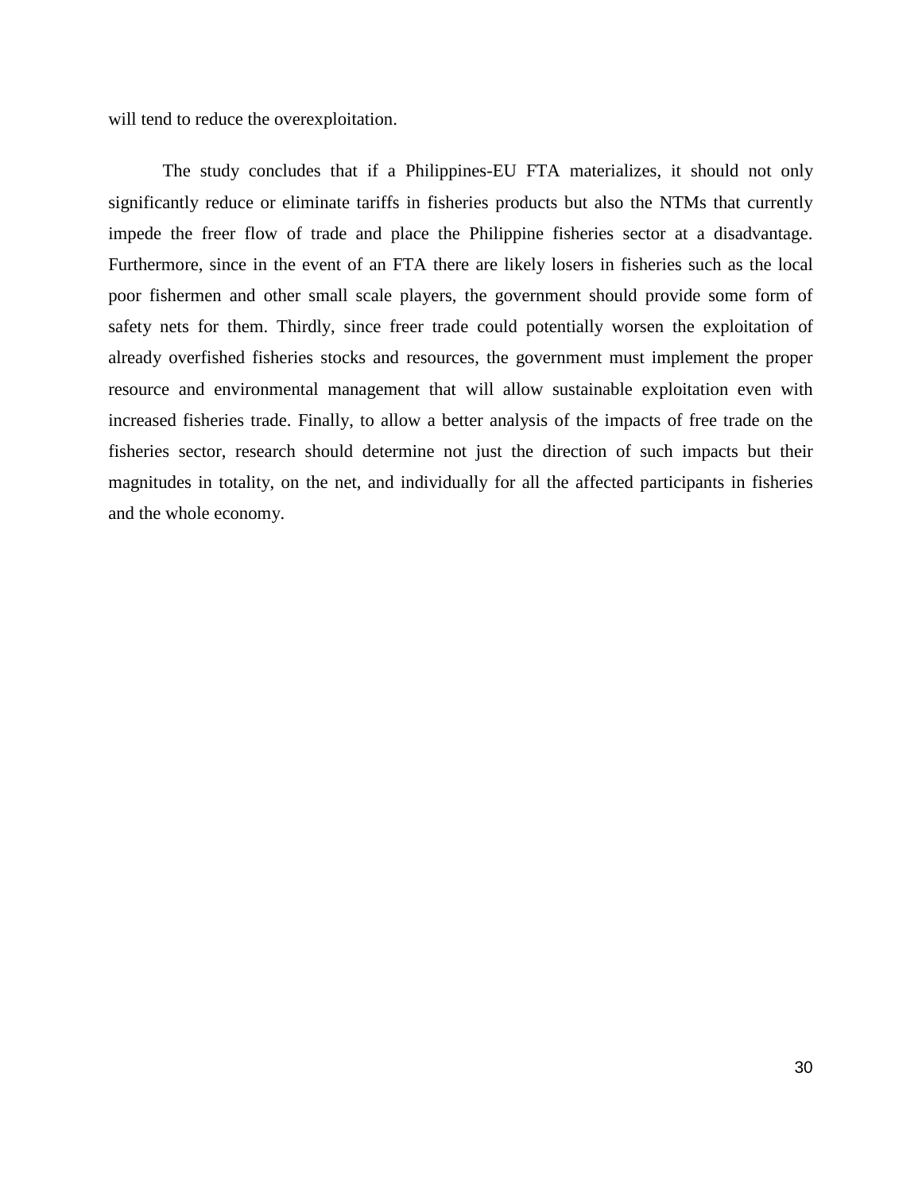will tend to reduce the overexploitation.

The study concludes that if a Philippines-EU FTA materializes, it should not only significantly reduce or eliminate tariffs in fisheries products but also the NTMs that currently impede the freer flow of trade and place the Philippine fisheries sector at a disadvantage. Furthermore, since in the event of an FTA there are likely losers in fisheries such as the local poor fishermen and other small scale players, the government should provide some form of safety nets for them. Thirdly, since freer trade could potentially worsen the exploitation of already overfished fisheries stocks and resources, the government must implement the proper resource and environmental management that will allow sustainable exploitation even with increased fisheries trade. Finally, to allow a better analysis of the impacts of free trade on the fisheries sector, research should determine not just the direction of such impacts but their magnitudes in totality, on the net, and individually for all the affected participants in fisheries and the whole economy.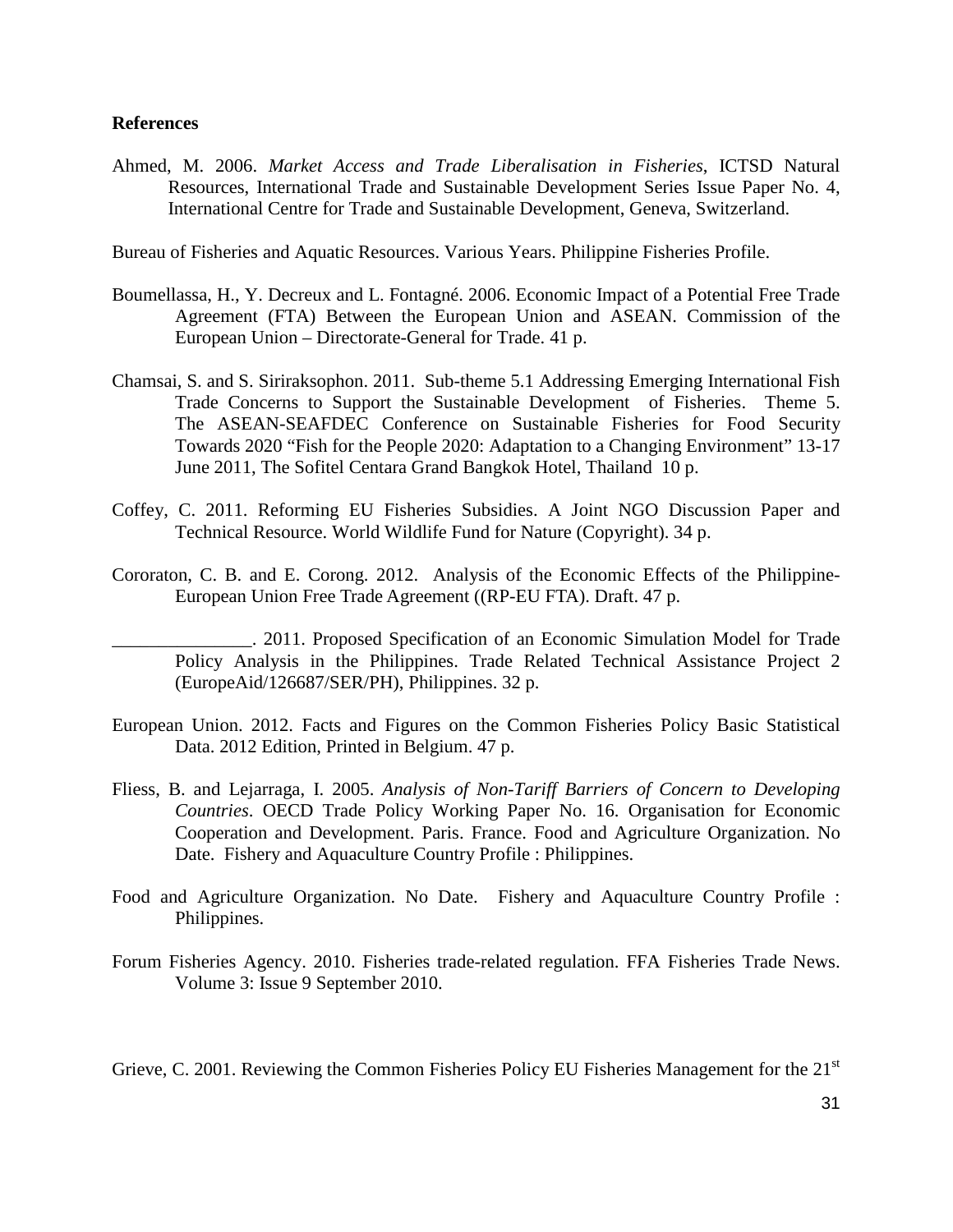**References**

Ahmed, M. 2006. *Market Access and Trade Liberalisation in Fisheries*, ICTSD Natural Resources, International Trade and Sustainable Development Series Issue Paper No. 4, International Centre for Trade and Sustainable Development, Geneva, Switzerland.

Bureau of Fisheries and Aquatic Resources. Various Years. Philippine Fisheries Profile.

Boumellassa, H., Y. Decreux and L. Fontagné. 2006. Economic Impact of a Potential Free Trade Agreement (FTA) Between the European Union and ASEAN. Commission of the European Union – Directorate-General for Trade. 41 p.

Chamsai, S. and S. Siriraksophon. 2011. Sub-theme 5.1 Addressing Emerging International Fish Trade Concerns to Support the Sustainable Development of Fisheries. Theme 5. The ASEAN-SEAFDEC Conference on Sustainable Fisheries for Food Security Towards 2020 "Fish for the People 2020: Adaptation to a Changing Environment" 13-17 June 2011, The Sofitel Centara Grand Bangkok Hotel, Thailand 10 p.

Coffey, C. 2011. Reforming EU Fisheries Subsidies. A Joint NGO Discussion Paper and Technical Resource. World Wildlife Fund for Nature (Copyright). 34 p.

Cororaton, C. B. and E. Corong. 2012. Analysis of the Economic Effects of the Philippine-European Union Free Trade Agreement ((RP-EU FTA). Draft. 47 p.

_______________. 2011. Proposed Specification of an Economic Simulation Model for Trade Policy Analysis in the Philippines. Trade Related Technical Assistance Project 2 (EuropeAid/126687/SER/PH), Philippines. 32 p.

European Union. 2012. Facts and Figures on the Common Fisheries Policy Basic Statistical Data. 2012 Edition, Printed in Belgium. 47 p.

Fliess, B. and Lejarraga, I. 2005. *Analysis of Non-Tariff Barriers of Concern to Developing Countries*. OECD Trade Policy Working Paper No. 16. Organisation for Economic Cooperation and Development. Paris. France. Food and Agriculture Organization. No Date. Fishery and Aquaculture Country Profile : Philippines.

Food and Agriculture Organization. No Date. Fishery and Aquaculture Country Profile : Philippines.

Forum Fisheries Agency. 2010. Fisheries trade-related regulation. FFA Fisheries Trade News. Volume 3: Issue 9 September 2010.

Grieve, C. 2001. Reviewing the Common Fisheries Policy EU Fisheries Management for the 21st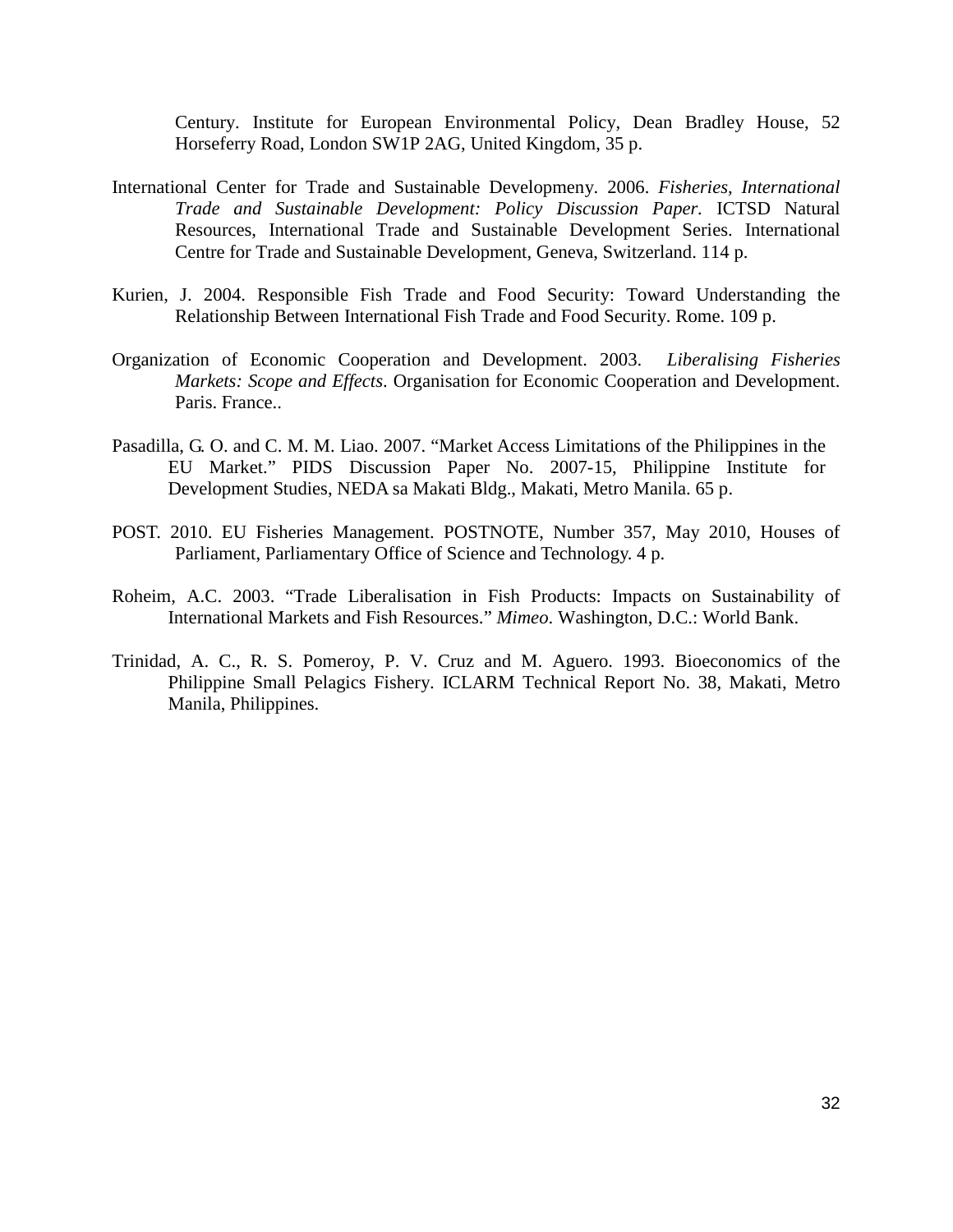Century. Institute for European Environmental Policy, Dean Bradley House, 52 Horseferry Road, London SW1P 2AG, United Kingdom, 35 p.

International Center for Trade and Sustainable Developmeny. 2006. *Fisheries, International Trade and Sustainable Development: Policy Discussion Paper.* ICTSD Natural Resources, International Trade and Sustainable Development Series. International Centre for Trade and Sustainable Development, Geneva, Switzerland. 114 p.

Kurien, J. 2004. Responsible Fish Trade and Food Security: Toward Understanding the Relationship Between International Fish Trade and Food Security. Rome. 109 p.

Organization of Economic Cooperation and Development. 2003. *Liberalising Fisheries Markets: Scope and Effects*. Organisation for Economic Cooperation and Development. Paris. France..

Pasadilla, G. O. and C. M. M. Liao. 2007. "Market Access Limitations of the Philippines in the EU Market." PIDS Discussion Paper No. 2007-15, Philippine Institute for Development Studies, NEDA sa Makati Bldg., Makati, Metro Manila. 65 p.

POST. 2010. EU Fisheries Management. POSTNOTE, Number 357, May 2010, Houses of Parliament, Parliamentary Office of Science and Technology. 4 p.

Roheim, A.C. 2003. "Trade Liberalisation in Fish Products: Impacts on Sustainability of International Markets and Fish Resources." *Mimeo*. Washington, D.C.: World Bank.

Trinidad, A. C., R. S. Pomeroy, P. V. Cruz and M. Aguero. 1993. Bioeconomics of the Philippine Small Pelagics Fishery. ICLARM Technical Report No. 38, Makati, Metro Manila, Philippines.